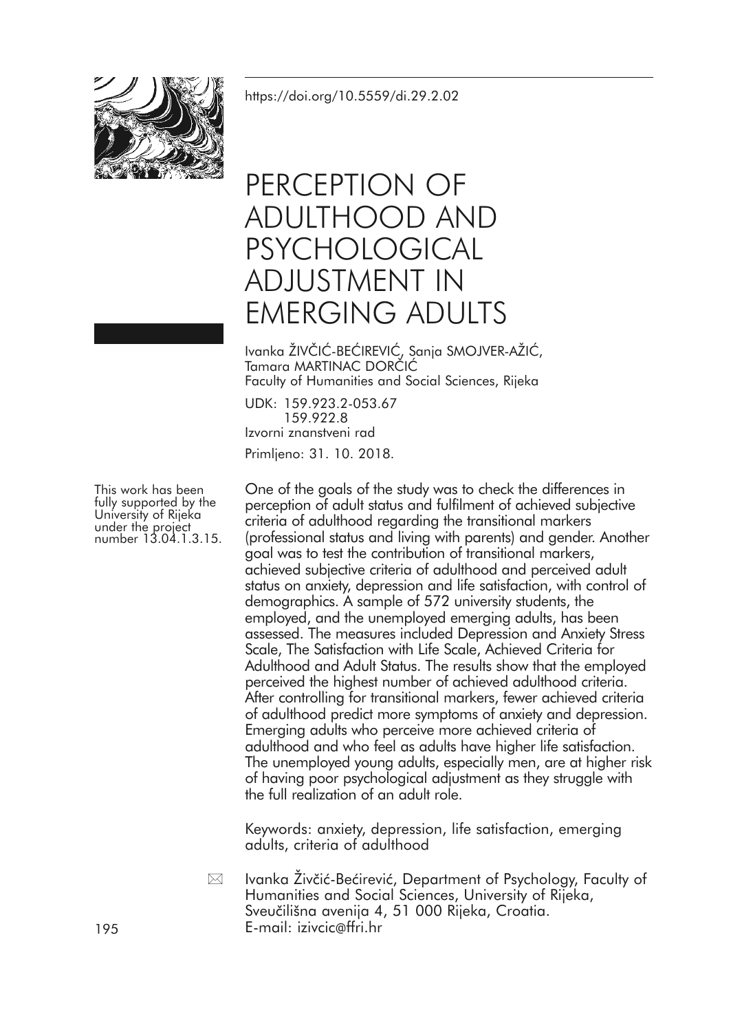https://doi.org/10.5559/di.29.2.02

# PERCEPTION OF ADULTHOOD AND PSYCHOLOGICAL ADJUSTMENT IN EMERGING ADULTS

Ivanka ŽIVČIĆ-BEĆIREVIĆ, Sanja SMOJVER-AŽIĆ, Tamara MARTINAC DORČIĆ
Faculty of Humanities and Social Sciences, Rijeka

UDK: 159.923.2-053.67
159.922.8
Izvorni znanstveni rad

Primljeno: 31. 10. 2018.

This work has been fully supported by the University of Rijeka under the project number 13.04.1.3.15.

One of the goals of the study was to check the differences in perception of adult status and fulfilment of achieved subjective criteria of adulthood regarding the transitional markers (professional status and living with parents) and gender. Another goal was to test the contribution of transitional markers, achieved subjective criteria of adulthood and perceived adult status on anxiety, depression and life satisfaction, with control of demographics. A sample of 572 university students, the employed, and the unemployed emerging adults, has been assessed. The measures included Depression and Anxiety Stress Scale, The Satisfaction with Life Scale, Achieved Criteria for Adulthood and Adult Status. The results show that the employed perceived the highest number of achieved adulthood criteria. After controlling for transitional markers, fewer achieved criteria of adulthood predict more symptoms of anxiety and depression. Emerging adults who perceive more achieved criteria of adulthood and who feel as adults have higher life satisfaction. The unemployed young adults, especially men, are at higher risk of having poor psychological adjustment as they struggle with the full realization of an adult role.

Keywords: anxiety, depression, life satisfaction, emerging adults, criteria of adulthood

Ivanka Živčić-Bećirević, Department of Psychology, Faculty of Humanities and Social Sciences, University of Rijeka, Sveučilišna avenija 4, 51 000 Rijeka, Croatia.
E-mail: izivcic@ffri.hr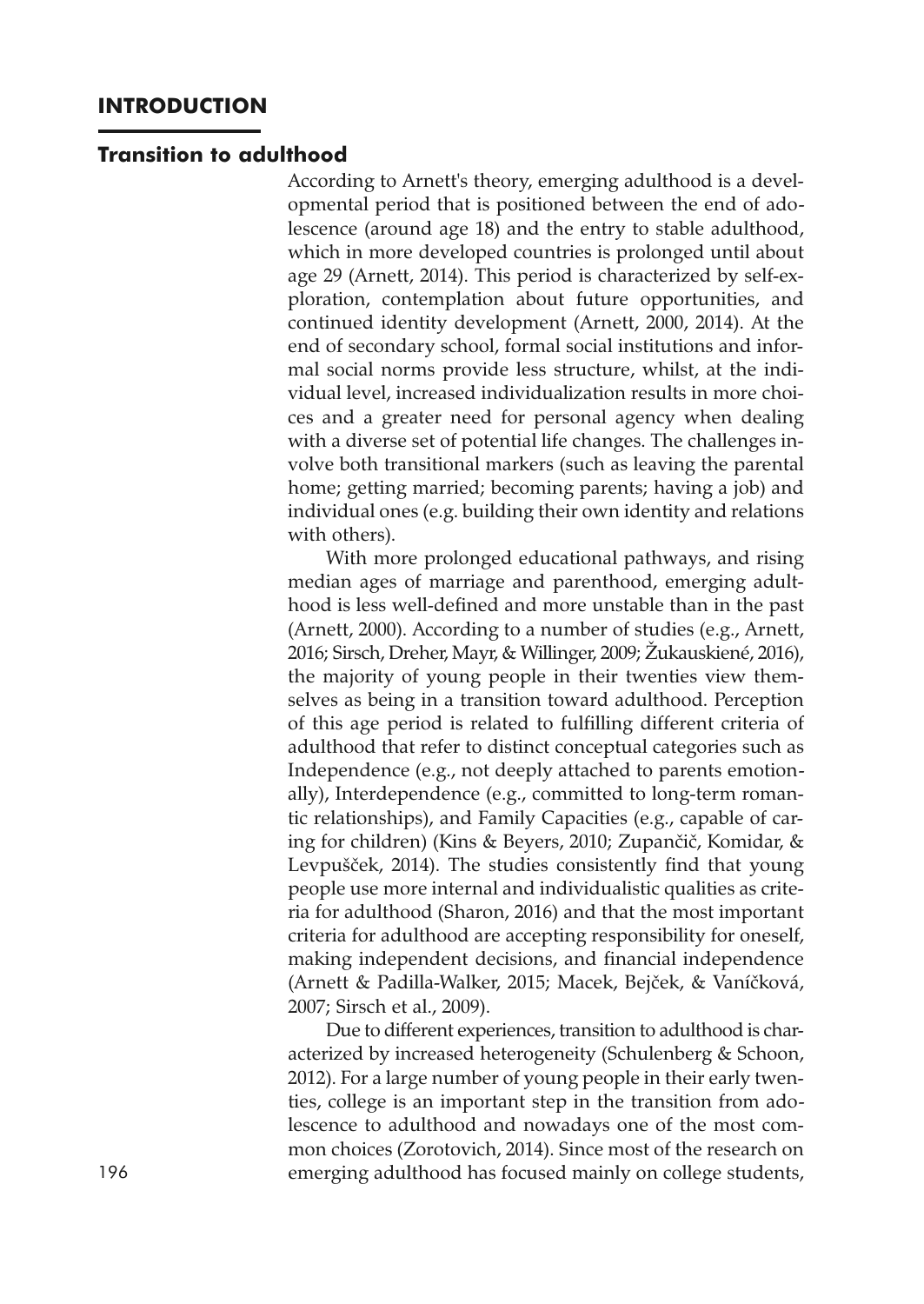## INTRODUCTION

### Transition to adulthood

According to Arnett's theory, emerging adulthood is a developmental period that is positioned between the end of adolescence (around age 18) and the entry to stable adulthood, which in more developed countries is prolonged until about age 29 (Arnett, 2014). This period is characterized by self-exploration, contemplation about future opportunities, and continued identity development (Arnett, 2000, 2014). At the end of secondary school, formal social institutions and informal social norms provide less structure, whilst, at the individual level, increased individualization results in more choices and a greater need for personal agency when dealing with a diverse set of potential life changes. The challenges involve both transitional markers (such as leaving the parental home; getting married; becoming parents; having a job) and individual ones (e.g. building their own identity and relations with others).

With more prolonged educational pathways, and rising median ages of marriage and parenthood, emerging adulthood is less well-defined and more unstable than in the past (Arnett, 2000). According to a number of studies (e.g., Arnett, 2016; Sirsch, Dreher, Mayr, & Willinger, 2009; Žukauskienė, 2016), the majority of young people in their twenties view themselves as being in a transition toward adulthood. Perception of this age period is related to fulfilling different criteria of adulthood that refer to distinct conceptual categories such as Independence (e.g., not deeply attached to parents emotionally), Interdependence (e.g., committed to long-term romantic relationships), and Family Capacities (e.g., capable of caring for children) (Kins & Beyers, 2010; Zupančič, Komidar, & Levpušček, 2014). The studies consistently find that young people use more internal and individualistic qualities as criteria for adulthood (Sharon, 2016) and that the most important criteria for adulthood are accepting responsibility for oneself, making independent decisions, and financial independence (Arnett & Padilla-Walker, 2015; Macek, Bejček, & Vaníčková, 2007; Sirsch et al., 2009).

Due to different experiences, transition to adulthood is characterized by increased heterogeneity (Schulenberg & Schoon, 2012). For a large number of young people in their early twenties, college is an important step in the transition from adolescence to adulthood and nowadays one of the most common choices (Zorotovich, 2014). Since most of the research on emerging adulthood has focused mainly on college students,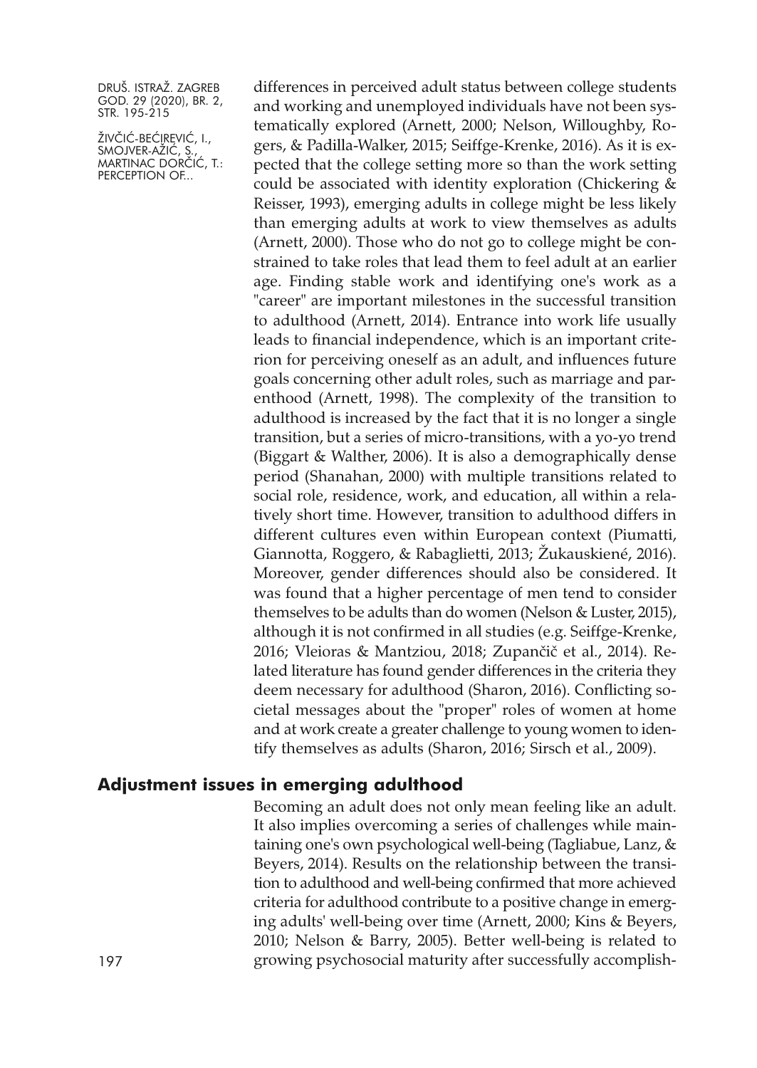differences in perceived adult status between college students and working and unemployed individuals have not been systematically explored (Arnett, 2000; Nelson, Willoughby, Rogers, & Padilla-Walker, 2015; Seiffge-Krenke, 2016). As it is expected that the college setting more so than the work setting could be associated with identity exploration (Chickering & Reisser, 1993), emerging adults in college might be less likely than emerging adults at work to view themselves as adults (Arnett, 2000). Those who do not go to college might be constrained to take roles that lead them to feel adult at an earlier age. Finding stable work and identifying one's work as a "career" are important milestones in the successful transition to adulthood (Arnett, 2014). Entrance into work life usually leads to financial independence, which is an important criterion for perceiving oneself as an adult, and influences future goals concerning other adult roles, such as marriage and parenthood (Arnett, 1998). The complexity of the transition to adulthood is increased by the fact that it is no longer a single transition, but a series of micro-transitions, with a yo-yo trend (Biggart & Walther, 2006). It is also a demographically dense period (Shanahan, 2000) with multiple transitions related to social role, residence, work, and education, all within a relatively short time. However, transition to adulthood differs in different cultures even within European context (Piumatti, Giannotta, Roggero, & Rabaglietti, 2013; Žukauskiené, 2016). Moreover, gender differences should also be considered. It was found that a higher percentage of men tend to consider themselves to be adults than do women (Nelson & Luster, 2015), although it is not confirmed in all studies (e.g. Seiffge-Krenke, 2016; Vleioras & Mantziou, 2018; Zupančič et al., 2014). Related literature has found gender differences in the criteria they deem necessary for adulthood (Sharon, 2016). Conflicting societal messages about the "proper" roles of women at home and at work create a greater challenge to young women to identify themselves as adults (Sharon, 2016; Sirsch et al., 2009).

## Adjustment issues in emerging adulthood

Becoming an adult does not only mean feeling like an adult. It also implies overcoming a series of challenges while maintaining one's own psychological well-being (Tagliabue, Lanz, & Beyers, 2014). Results on the relationship between the transition to adulthood and well-being confirmed that more achieved criteria for adulthood contribute to a positive change in emerging adults' well-being over time (Arnett, 2000; Kins & Beyers, 2010; Nelson & Barry, 2005). Better well-being is related to growing psychosocial maturity after successfully accomplish-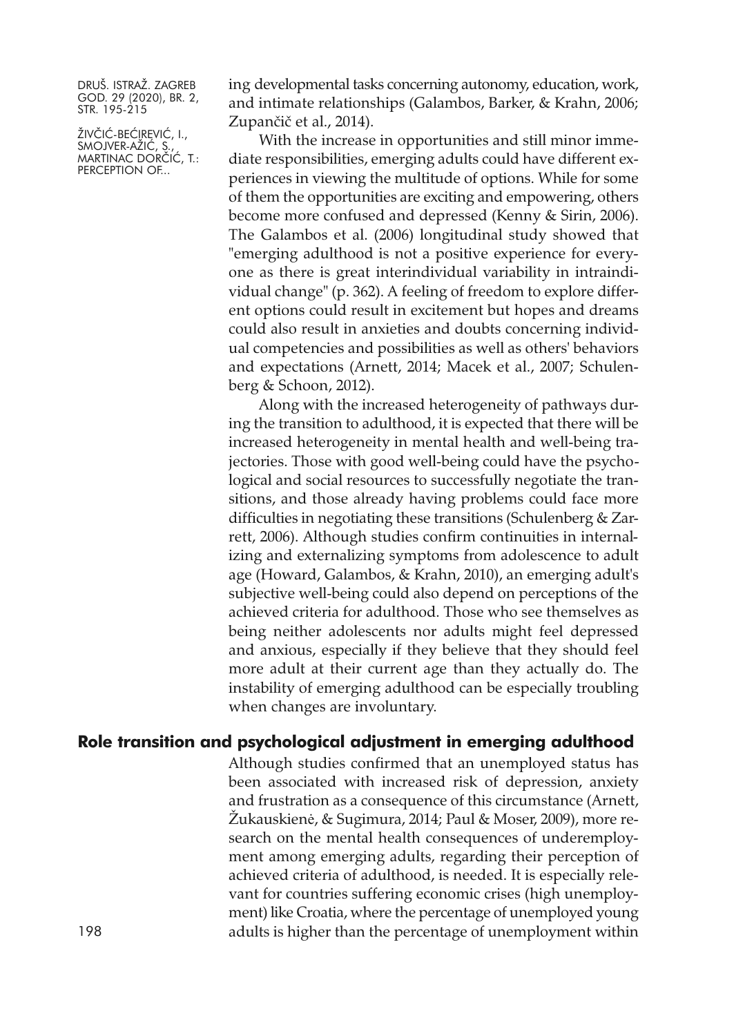ing developmental tasks concerning autonomy, education, work, and intimate relationships (Galambos, Barker, & Krahn, 2006; Zupančič et al., 2014).

With the increase in opportunities and still minor immediate responsibilities, emerging adults could have different experiences in viewing the multitude of options. While for some of them the opportunities are exciting and empowering, others become more confused and depressed (Kenny & Sirin, 2006). The Galambos et al. (2006) longitudinal study showed that "emerging adulthood is not a positive experience for everyone as there is great interindividual variability in intraindividual change" (p. 362). A feeling of freedom to explore different options could result in excitement but hopes and dreams could also result in anxieties and doubts concerning individual competencies and possibilities as well as others' behaviors and expectations (Arnett, 2014; Macek et al., 2007; Schulenberg & Schoon, 2012).

Along with the increased heterogeneity of pathways during the transition to adulthood, it is expected that there will be increased heterogeneity in mental health and well-being trajectories. Those with good well-being could have the psychological and social resources to successfully negotiate the transitions, and those already having problems could face more difficulties in negotiating these transitions (Schulenberg & Zarrett, 2006). Although studies confirm continuities in internalizing and externalizing symptoms from adolescence to adult age (Howard, Galambos, & Krahn, 2010), an emerging adult's subjective well-being could also depend on perceptions of the achieved criteria for adulthood. Those who see themselves as being neither adolescents nor adults might feel depressed and anxious, especially if they believe that they should feel more adult at their current age than they actually do. The instability of emerging adulthood can be especially troubling when changes are involuntary.

## Role transition and psychological adjustment in emerging adulthood

Although studies confirmed that an unemployed status has been associated with increased risk of depression, anxiety and frustration as a consequence of this circumstance (Arnett, Žukauskienė, & Sugimura, 2014; Paul & Moser, 2009), more research on the mental health consequences of underemployment among emerging adults, regarding their perception of achieved criteria of adulthood, is needed. It is especially relevant for countries suffering economic crises (high unemployment) like Croatia, where the percentage of unemployed young adults is higher than the percentage of unemployment within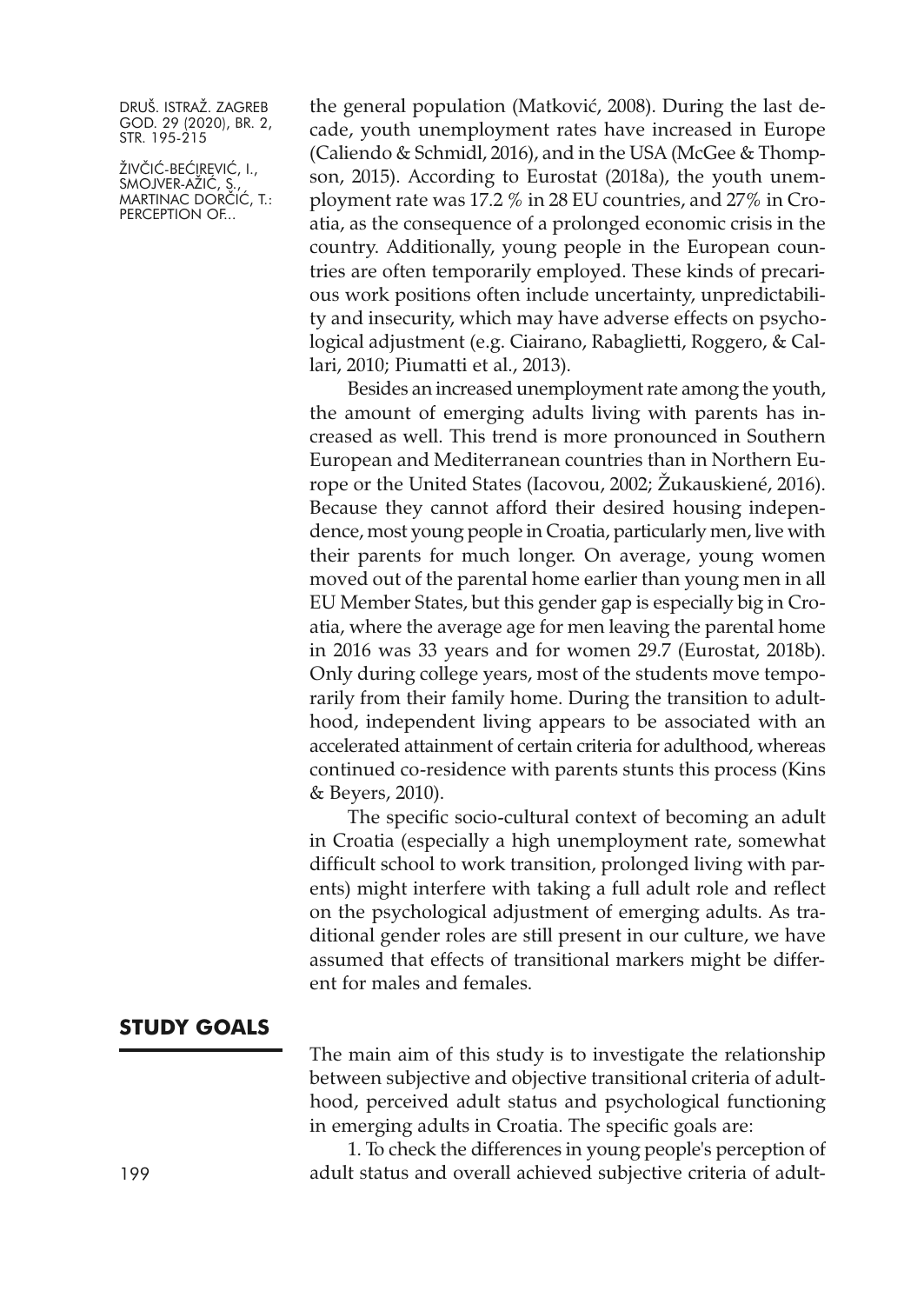the general population (Matković, 2008). During the last decade, youth unemployment rates have increased in Europe (Caliendo & Schmidl, 2016), and in the USA (McGee & Thompson, 2015). According to Eurostat (2018a), the youth unemployment rate was 17.2 % in 28 EU countries, and 27% in Croatia, as the consequence of a prolonged economic crisis in the country. Additionally, young people in the European countries are often temporarily employed. These kinds of precarious work positions often include uncertainty, unpredictability and insecurity, which may have adverse effects on psychological adjustment (e.g. Ciairano, Rabaglietti, Roggero, & Callari, 2010; Piumatti et al., 2013).

Besides an increased unemployment rate among the youth, the amount of emerging adults living with parents has increased as well. This trend is more pronounced in Southern European and Mediterranean countries than in Northern Europe or the United States (Iacovou, 2002; Žukauskiené, 2016). Because they cannot afford their desired housing independence, most young people in Croatia, particularly men, live with their parents for much longer. On average, young women moved out of the parental home earlier than young men in all EU Member States, but this gender gap is especially big in Croatia, where the average age for men leaving the parental home in 2016 was 33 years and for women 29.7 (Eurostat, 2018b). Only during college years, most of the students move temporarily from their family home. During the transition to adulthood, independent living appears to be associated with an accelerated attainment of certain criteria for adulthood, whereas continued co-residence with parents stunts this process (Kins & Beyers, 2010).

The specific socio-cultural context of becoming an adult in Croatia (especially a high unemployment rate, somewhat difficult school to work transition, prolonged living with parents) might interfere with taking a full adult role and reflect on the psychological adjustment of emerging adults. As traditional gender roles are still present in our culture, we have assumed that effects of transitional markers might be different for males and females.

## STUDY GOALS

The main aim of this study is to investigate the relationship between subjective and objective transitional criteria of adulthood, perceived adult status and psychological functioning in emerging adults in Croatia. The specific goals are:

1. To check the differences in young people's perception of adult status and overall achieved subjective criteria of adult-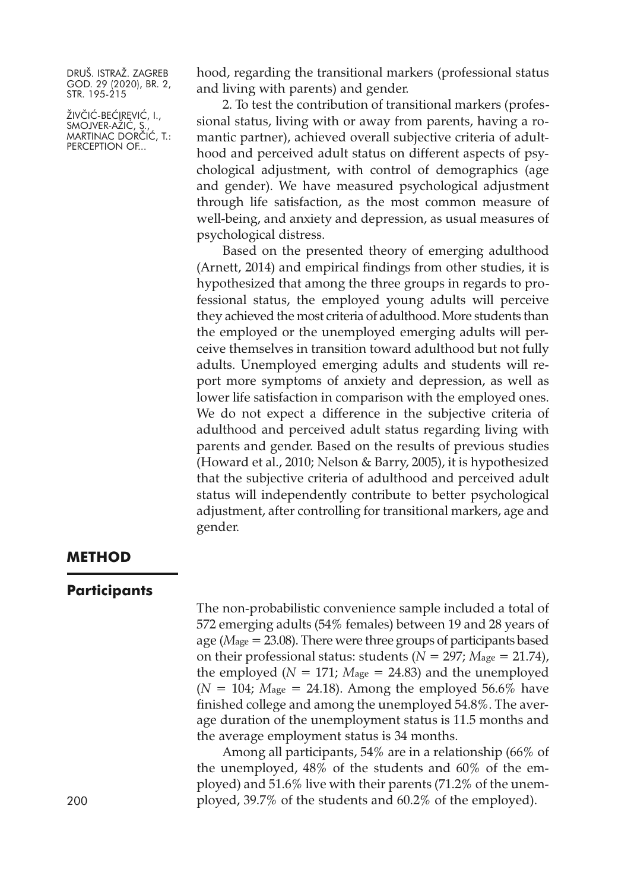hood, regarding the transitional markers (professional status and living with parents) and gender.

2. To test the contribution of transitional markers (professional status, living with or away from parents, having a romantic partner), achieved overall subjective criteria of adulthood and perceived adult status on different aspects of psychological adjustment, with control of demographics (age and gender). We have measured psychological adjustment through life satisfaction, as the most common measure of well-being, and anxiety and depression, as usual measures of psychological distress.

Based on the presented theory of emerging adulthood (Arnett, 2014) and empirical findings from other studies, it is hypothesized that among the three groups in regards to professional status, the employed young adults will perceive they achieved the most criteria of adulthood. More students than the employed or the unemployed emerging adults will perceive themselves in transition toward adulthood but not fully adults. Unemployed emerging adults and students will report more symptoms of anxiety and depression, as well as lower life satisfaction in comparison with the employed ones. We do not expect a difference in the subjective criteria of adulthood and perceived adult status regarding living with parents and gender. Based on the results of previous studies (Howard et al., 2010; Nelson & Barry, 2005), it is hypothesized that the subjective criteria of adulthood and perceived adult status will independently contribute to better psychological adjustment, after controlling for transitional markers, age and gender.

## METHOD

### Participants

The non-probabilistic convenience sample included a total of 572 emerging adults (54% females) between 19 and 28 years of age ($M_{age} = 23.08$). There were three groups of participants based on their professional status: students ($N = 297$; $M_{age} = 21.74$), the employed ($N = 171$; $M_{age} = 24.83$) and the unemployed ($N = 104$; $M_{age} = 24.18$). Among the employed 56.6% have finished college and among the unemployed 54.8%. The average duration of the unemployment status is 11.5 months and the average employment status is 34 months.

Among all participants, 54% are in a relationship (66% of the unemployed, 48% of the students and 60% of the employed) and 51.6% live with their parents (71.2% of the unemployed, 39.7% of the students and 60.2% of the employed).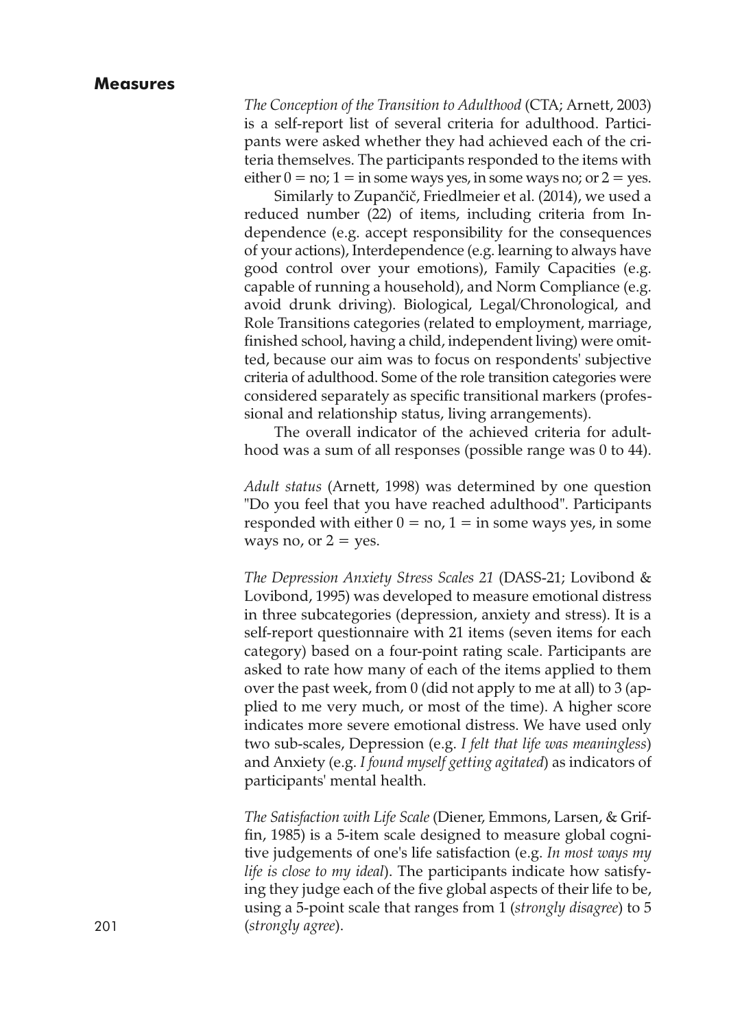## Measures

*The Conception of the Transition to Adulthood* (CTA; Arnett, 2003) is a self-report list of several criteria for adulthood. Participants were asked whether they had achieved each of the criteria themselves. The participants responded to the items with either 0 = no; 1 = in some ways yes, in some ways no; or 2 = yes.

Similarly to Zupančič, Friedlmeier et al. (2014), we used a reduced number (22) of items, including criteria from Independence (e.g. accept responsibility for the consequences of your actions), Interdependence (e.g. learning to always have good control over your emotions), Family Capacities (e.g. capable of running a household), and Norm Compliance (e.g. avoid drunk driving). Biological, Legal/Chronological, and Role Transitions categories (related to employment, marriage, finished school, having a child, independent living) were omitted, because our aim was to focus on respondents' subjective criteria of adulthood. Some of the role transition categories were considered separately as specific transitional markers (professional and relationship status, living arrangements).

The overall indicator of the achieved criteria for adulthood was a sum of all responses (possible range was 0 to 44).

*Adult status* (Arnett, 1998) was determined by one question "Do you feel that you have reached adulthood". Participants responded with either 0 = no, 1 = in some ways yes, in some ways no, or 2 = yes.

*The Depression Anxiety Stress Scales 21* (DASS-21; Lovibond & Lovibond, 1995) was developed to measure emotional distress in three subcategories (depression, anxiety and stress). It is a self-report questionnaire with 21 items (seven items for each category) based on a four-point rating scale. Participants are asked to rate how many of each of the items applied to them over the past week, from 0 (did not apply to me at all) to 3 (applied to me very much, or most of the time). A higher score indicates more severe emotional distress. We have used only two sub-scales, Depression (e.g. *I felt that life was meaningless*) and Anxiety (e.g. *I found myself getting agitated*) as indicators of participants' mental health.

*The Satisfaction with Life Scale* (Diener, Emmons, Larsen, & Griffin, 1985) is a 5-item scale designed to measure global cognitive judgements of one's life satisfaction (e.g. *In most ways my life is close to my ideal*). The participants indicate how satisfying they judge each of the five global aspects of their life to be, using a 5-point scale that ranges from 1 (*strongly disagree*) to 5 (*strongly agree*).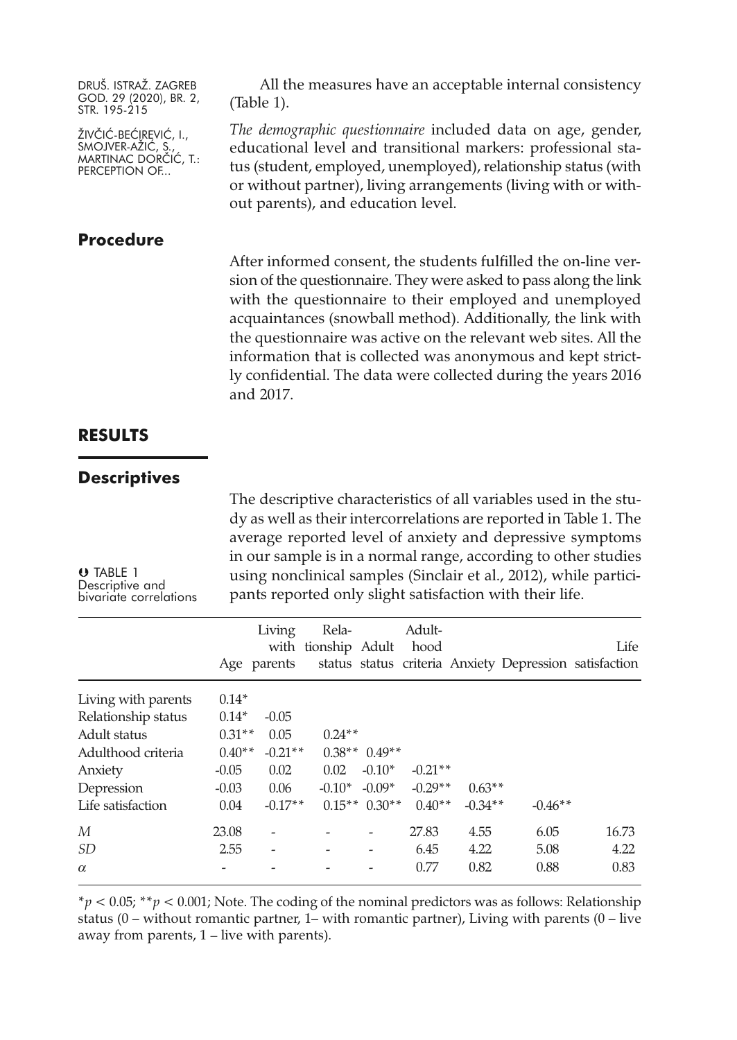All the measures have an acceptable internal consistency (Table 1).

*The demographic questionnaire* included data on age, gender, educational level and transitional markers: professional status (student, employed, unemployed), relationship status (with or without partner), living arrangements (living with or without parents), and education level.

## Procedure

After informed consent, the students fulfilled the on-line version of the questionnaire. They were asked to pass along the link with the questionnaire to their employed and unemployed acquaintances (snowball method). Additionally, the link with the questionnaire was active on the relevant web sites. All the information that is collected was anonymous and kept strictly confidential. The data were collected during the years 2016 and 2017.

# RESULTS

## Descriptives

The descriptive characteristics of all variables used in the study as well as their intercorrelations are reported in Table 1. The average reported level of anxiety and depressive symptoms in our sample is in a normal range, according to other studies using nonclinical samples (Sinclair et al., 2012), while participants reported only slight satisfaction with their life.

TABLE 1
Descriptive and bivariate correlations

| | Age | Living with parents | Relationship status | Adult status | Adulthood criteria | Anxiety | Depression | Life satisfaction |
|---|---|---|---|---|---|---|---|---|
| Living with parents | 0.14* | | | | | | | |
| Relationship status | 0.14* | -0.05 | | | | | | |
| Adult status | 0.31** | 0.05 | 0.24** | | | | | |
| Adulthood criteria | 0.40** | -0.21** | 0.38** | 0.49** | | | | |
| Anxiety | -0.05 | 0.02 | 0.02 | -0.10* | -0.21** | | | |
| Depression | -0.03 | 0.06 | -0.10* | -0.09* | -0.29** | 0.63** | | |
| Life satisfaction | 0.04 | -0.17** | 0.15** | 0.30** | 0.40** | -0.34** | -0.46** | |
| *M* | 23.08 | - | - | - | 27.83 | 4.55 | 6.05 | 16.73 |
| *SD* | 2.55 | - | - | - | 6.45 | 4.22 | 5.08 | 4.22 |
| $\alpha$ | - | - | - | - | 0.77 | 0.82 | 0.88 | 0.83 |

$*p < 0.05$; $**p < 0.001$; Note. The coding of the nominal predictors was as follows: Relationship status (0 – without romantic partner, 1– with romantic partner), Living with parents (0 – live away from parents, 1 – live with parents).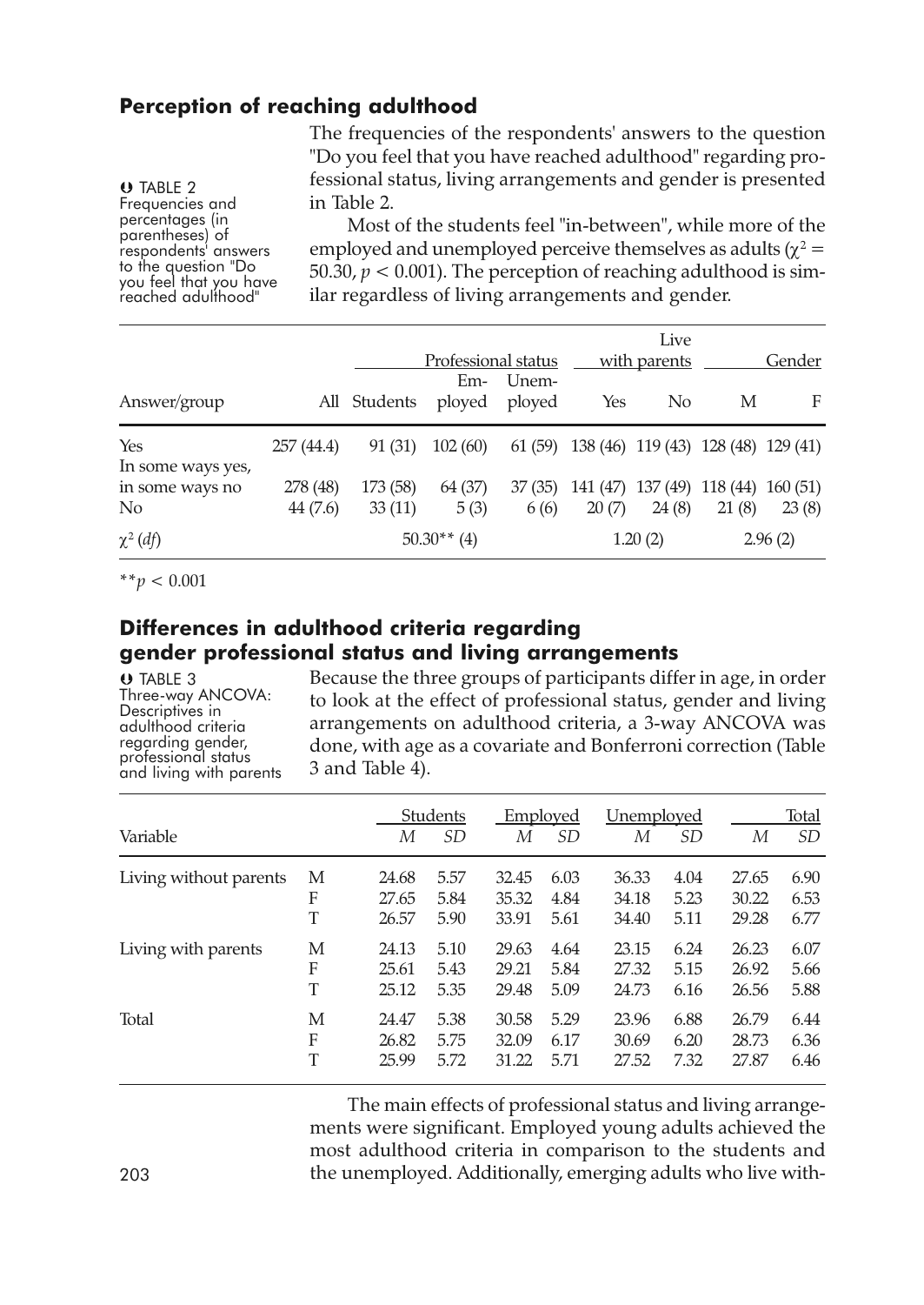## Perception of reaching adulthood

TABLE 2
Frequencies and percentages (in parentheses) of respondents' answers to the question "Do you feel that you have reached adulthood"

The frequencies of the respondents' answers to the question "Do you feel that you have reached adulthood" regarding professional status, living arrangements and gender is presented in Table 2.

Most of the students feel "in-between", while more of the employed and unemployed perceive themselves as adults ($\chi^2 = 50.30$, $p < 0.001$). The perception of reaching adulthood is similar regardless of living arrangements and gender.

| | | Professional status | | | Live with parents | | Gender | |
|---|---|---|---|---|---|---|---|---|
| Answer/group | All | Students | Employed | Unemployed | Yes | No | M | F |
| Yes | 257 (44.4) | 91 (31) | 102 (60) | 61 (59) | 138 (46) | 119 (43) | 128 (48) | 129 (41) |
| In some ways yes, in some ways no | 278 (48) | 173 (58) | 64 (37) | 37 (35) | 141 (47) | 137 (49) | 118 (44) | 160 (51) |
| No | 44 (7.6) | 33 (11) | 5 (3) | 6 (6) | 20 (7) | 24 (8) | 21 (8) | 23 (8) |
| $\chi^2$ (*df*) | | 50.30** (4) | | | 1.20 (2) | | 2.96 (2) | |

**$p < 0.001$

## Differences in adulthood criteria regarding gender professional status and living arrangements

TABLE 3
Three-way ANCOVA: Descriptives in adulthood criteria regarding gender, professional status and living with parents

Because the three groups of participants differ in age, in order to look at the effect of professional status, gender and living arrangements on adulthood criteria, a 3-way ANCOVA was done, with age as a covariate and Bonferroni correction (Table 3 and Table 4).

| | | Students | | Employed | | Unemployed | | Total | |
|---|---|---|---|---|---|---|---|---|---|
| Variable | | *M* | *SD* | *M* | *SD* | *M* | *SD* | *M* | *SD* |
| Living without parents | M | 24.68 | 5.57 | 32.45 | 6.03 | 36.33 | 4.04 | 27.65 | 6.90 |
| | F | 27.65 | 5.84 | 35.32 | 4.84 | 34.18 | 5.23 | 30.22 | 6.53 |
| | T | 26.57 | 5.90 | 33.91 | 5.61 | 34.40 | 5.11 | 29.28 | 6.77 |
| Living with parents | M | 24.13 | 5.10 | 29.63 | 4.64 | 23.15 | 6.24 | 26.23 | 6.07 |
| | F | 25.61 | 5.43 | 29.21 | 5.84 | 27.32 | 5.15 | 26.92 | 5.66 |
| | T | 25.12 | 5.35 | 29.48 | 5.09 | 24.73 | 6.16 | 26.56 | 5.88 |
| Total | M | 24.47 | 5.38 | 30.58 | 5.29 | 23.96 | 6.88 | 26.79 | 6.44 |
| | F | 26.82 | 5.75 | 32.09 | 6.17 | 30.69 | 6.20 | 28.73 | 6.36 |
| | T | 25.99 | 5.72 | 31.22 | 5.71 | 27.52 | 7.32 | 27.87 | 6.46 |

The main effects of professional status and living arrangements were significant. Employed young adults achieved the most adulthood criteria in comparison to the students and the unemployed. Additionally, emerging adults who live with-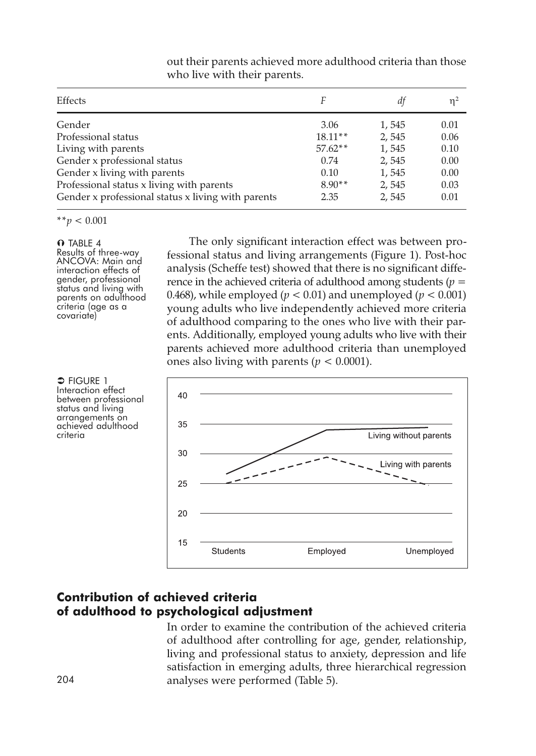out their parents achieved more adulthood criteria than those who live with their parents.

| Effects | $F$ | $df$ | $\eta^2$ |
|---|---|---|---|
| Gender | 3.06 | 1, 545 | 0.01 |
| Professional status | 18.11** | 2, 545 | 0.06 |
| Living with parents | 57.62** | 1, 545 | 0.10 |
| Gender x professional status | 0.74 | 2, 545 | 0.00 |
| Gender x living with parents | 0.10 | 1, 545 | 0.00 |
| Professional status x living with parents | 8.90** | 2, 545 | 0.03 |
| Gender x professional status x living with parents | 2.35 | 2, 545 | 0.01 |

$^{**}p < 0.001$

TABLE 4
Results of three-way ANCOVA: Main and interaction effects of gender, professional status and living with parents on adulthood criteria (age as a covariate)

The only significant interaction effect was between professional status and living arrangements (Figure 1). Post-hoc analysis (Scheffe test) showed that there is no significant difference in the achieved criteria of adulthood among students ($p$ = 0.468), while employed ($p < 0.01$) and unemployed ($p < 0.001$) young adults who live independently achieved more criteria of adulthood comparing to the ones who live with their parents. Additionally, employed young adults who live with their parents achieved more adulthood criteria than unemployed ones also living with parents ($p < 0.0001$).

FIGURE 1
Interaction effect between professional status and living arrangements on achieved adulthood criteria

## Contribution of achieved criteria of adulthood to psychological adjustment

In order to examine the contribution of the achieved criteria of adulthood after controlling for age, gender, relationship, living and professional status to anxiety, depression and life satisfaction in emerging adults, three hierarchical regression analyses were performed (Table 5).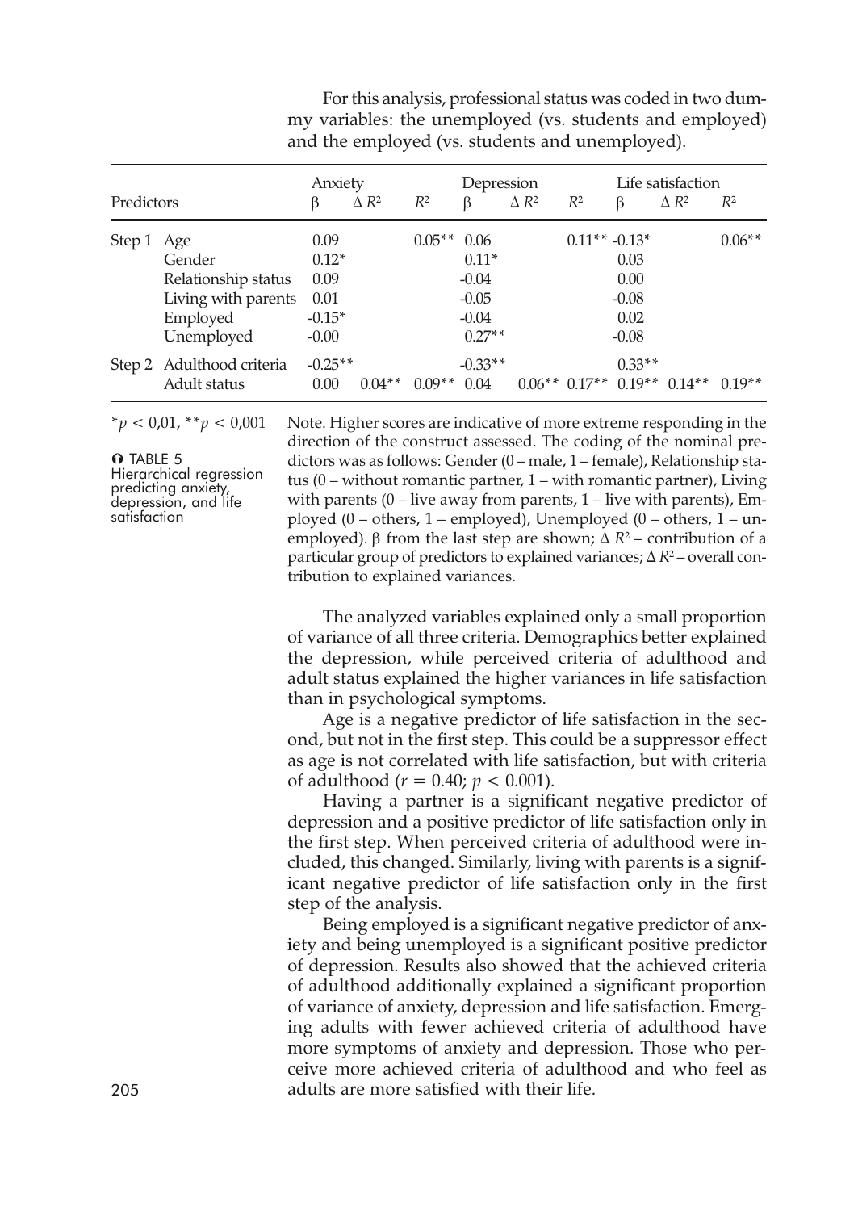For this analysis, professional status was coded in two dummy variables: the unemployed (vs. students and employed) and the employed (vs. students and unemployed).

| Predictors | | Anxiety | | | Depression | | | Life satisfaction | | |
|---|---|---|---|---|---|---|---|---|---|---|
| | | β | Δ $R^2$ | $R^2$ | β | Δ $R^2$ | $R^2$ | β | Δ $R^2$ | $R^2$ |
| Step 1 | Age | 0.09 | | 0.05** | 0.06 | | 0.11** | -0.13* | | 0.06** |
| | Gender | 0.12* | | | 0.11* | | | 0.03 | | |
| | Relationship status | 0.09 | | | -0.04 | | | 0.00 | | |
| | Living with parents | 0.01 | | | -0.05 | | | -0.08 | | |
| | Employed | -0.15* | | | -0.04 | | | 0.02 | | |
| | Unemployed | -0.00 | | | 0.27** | | | -0.08 | | |
| Step 2 | Adulthood criteria | -0.25** | | | -0.33** | | | 0.33** | | |
| | Adult status | 0.00 | 0.04** | 0.09** | 0.04 | 0.06** | 0.17** | 0.19** | 0.14** | 0.19** |

*$p < 0{,}01$, **$p < 0{,}001$

TABLE 5
Hierarchical regression predicting anxiety, depression, and life satisfaction

Note. Higher scores are indicative of more extreme responding in the direction of the construct assessed. The coding of the nominal predictors was as follows: Gender (0 – male, 1 – female), Relationship status (0 – without romantic partner, 1 – with romantic partner), Living with parents (0 – live away from parents, 1 – live with parents), Employed (0 – others, 1 – employed), Unemployed (0 – others, 1 – unemployed). β from the last step are shown; Δ $R^2$ – contribution of a particular group of predictors to explained variances; Δ $R^2$ – overall contribution to explained variances.

The analyzed variables explained only a small proportion of variance of all three criteria. Demographics better explained the depression, while perceived criteria of adulthood and adult status explained the higher variances in life satisfaction than in psychological symptoms.

Age is a negative predictor of life satisfaction in the second, but not in the first step. This could be a suppressor effect as age is not correlated with life satisfaction, but with criteria of adulthood ($r = 0.40$; $p < 0.001$).

Having a partner is a significant negative predictor of depression and a positive predictor of life satisfaction only in the first step. When perceived criteria of adulthood were included, this changed. Similarly, living with parents is a significant negative predictor of life satisfaction only in the first step of the analysis.

Being employed is a significant negative predictor of anxiety and being unemployed is a significant positive predictor of depression. Results also showed that the achieved criteria of adulthood additionally explained a significant proportion of variance of anxiety, depression and life satisfaction. Emerging adults with fewer achieved criteria of adulthood have more symptoms of anxiety and depression. Those who perceive more achieved criteria of adulthood and who feel as adults are more satisfied with their life.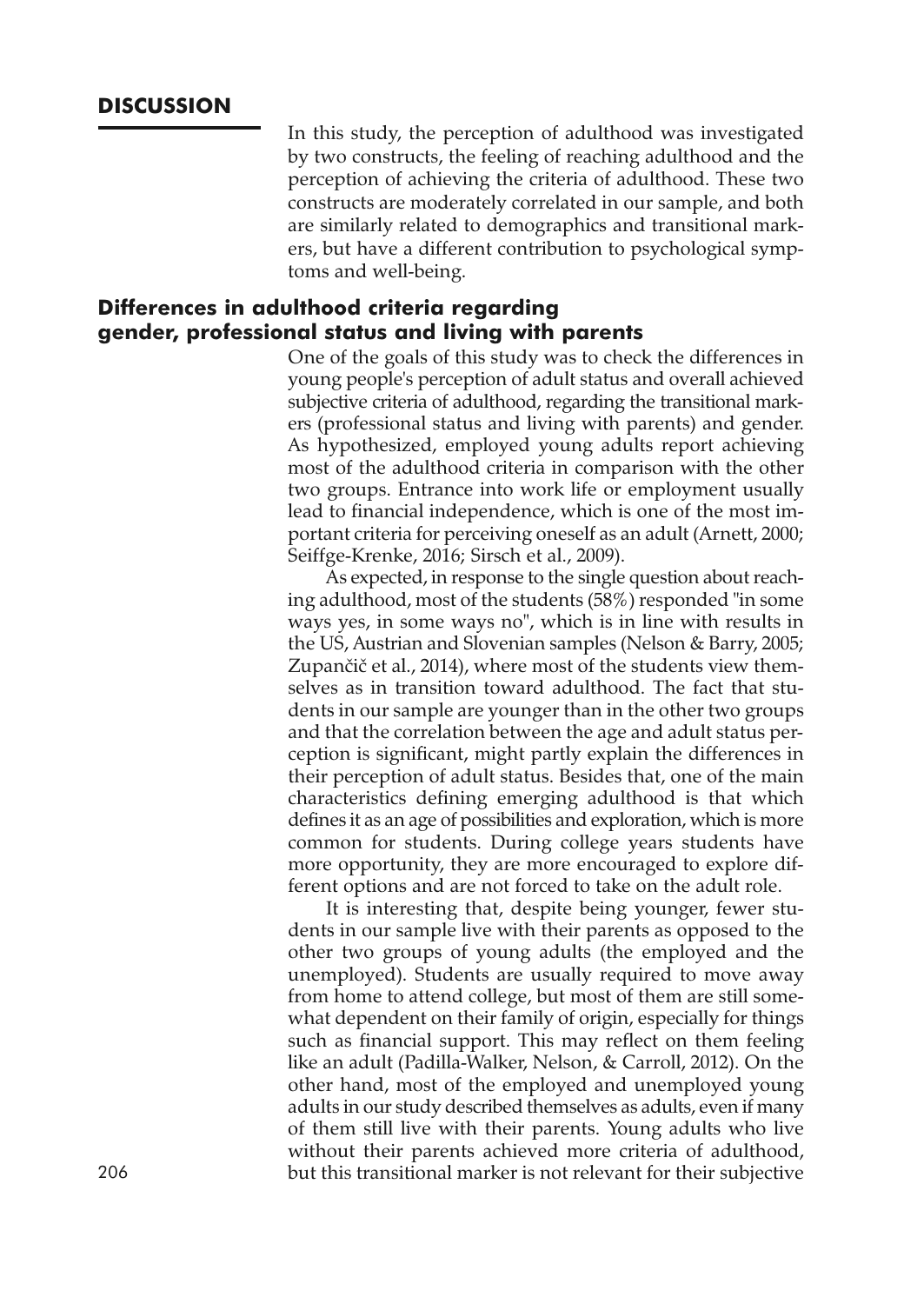## DISCUSSION

In this study, the perception of adulthood was investigated by two constructs, the feeling of reaching adulthood and the perception of achieving the criteria of adulthood. These two constructs are moderately correlated in our sample, and both are similarly related to demographics and transitional markers, but have a different contribution to psychological symptoms and well-being.

### Differences in adulthood criteria regarding gender, professional status and living with parents

One of the goals of this study was to check the differences in young people's perception of adult status and overall achieved subjective criteria of adulthood, regarding the transitional markers (professional status and living with parents) and gender. As hypothesized, employed young adults report achieving most of the adulthood criteria in comparison with the other two groups. Entrance into work life or employment usually lead to financial independence, which is one of the most important criteria for perceiving oneself as an adult (Arnett, 2000; Seiffge-Krenke, 2016; Sirsch et al., 2009).

As expected, in response to the single question about reaching adulthood, most of the students (58%) responded "in some ways yes, in some ways no", which is in line with results in the US, Austrian and Slovenian samples (Nelson & Barry, 2005; Zupančič et al., 2014), where most of the students view themselves as in transition toward adulthood. The fact that students in our sample are younger than in the other two groups and that the correlation between the age and adult status perception is significant, might partly explain the differences in their perception of adult status. Besides that, one of the main characteristics defining emerging adulthood is that which defines it as an age of possibilities and exploration, which is more common for students. During college years students have more opportunity, they are more encouraged to explore different options and are not forced to take on the adult role.

It is interesting that, despite being younger, fewer students in our sample live with their parents as opposed to the other two groups of young adults (the employed and the unemployed). Students are usually required to move away from home to attend college, but most of them are still somewhat dependent on their family of origin, especially for things such as financial support. This may reflect on them feeling like an adult (Padilla-Walker, Nelson, & Carroll, 2012). On the other hand, most of the employed and unemployed young adults in our study described themselves as adults, even if many of them still live with their parents. Young adults who live without their parents achieved more criteria of adulthood, but this transitional marker is not relevant for their subjective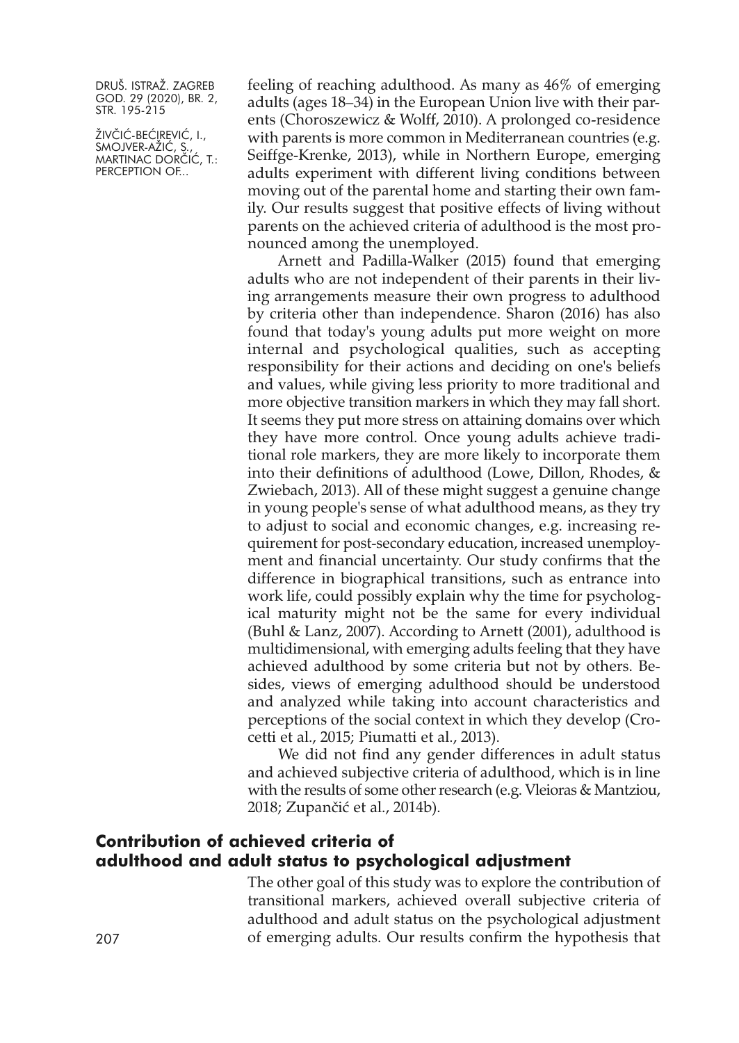feeling of reaching adulthood. As many as 46% of emerging adults (ages 18–34) in the European Union live with their parents (Choroszewicz & Wolff, 2010). A prolonged co-residence with parents is more common in Mediterranean countries (e.g. Seiffge-Krenke, 2013), while in Northern Europe, emerging adults experiment with different living conditions between moving out of the parental home and starting their own family. Our results suggest that positive effects of living without parents on the achieved criteria of adulthood is the most pronounced among the unemployed.

Arnett and Padilla-Walker (2015) found that emerging adults who are not independent of their parents in their living arrangements measure their own progress to adulthood by criteria other than independence. Sharon (2016) has also found that today's young adults put more weight on more internal and psychological qualities, such as accepting responsibility for their actions and deciding on one's beliefs and values, while giving less priority to more traditional and more objective transition markers in which they may fall short. It seems they put more stress on attaining domains over which they have more control. Once young adults achieve traditional role markers, they are more likely to incorporate them into their definitions of adulthood (Lowe, Dillon, Rhodes, & Zwiebach, 2013). All of these might suggest a genuine change in young people's sense of what adulthood means, as they try to adjust to social and economic changes, e.g. increasing requirement for post-secondary education, increased unemployment and financial uncertainty. Our study confirms that the difference in biographical transitions, such as entrance into work life, could possibly explain why the time for psychological maturity might not be the same for every individual (Buhl & Lanz, 2007). According to Arnett (2001), adulthood is multidimensional, with emerging adults feeling that they have achieved adulthood by some criteria but not by others. Besides, views of emerging adulthood should be understood and analyzed while taking into account characteristics and perceptions of the social context in which they develop (Crocetti et al., 2015; Piumatti et al., 2013).

We did not find any gender differences in adult status and achieved subjective criteria of adulthood, which is in line with the results of some other research (e.g. Vleioras & Mantziou, 2018; Zupančić et al., 2014b).

## Contribution of achieved criteria of adulthood and adult status to psychological adjustment

The other goal of this study was to explore the contribution of transitional markers, achieved overall subjective criteria of adulthood and adult status on the psychological adjustment of emerging adults. Our results confirm the hypothesis that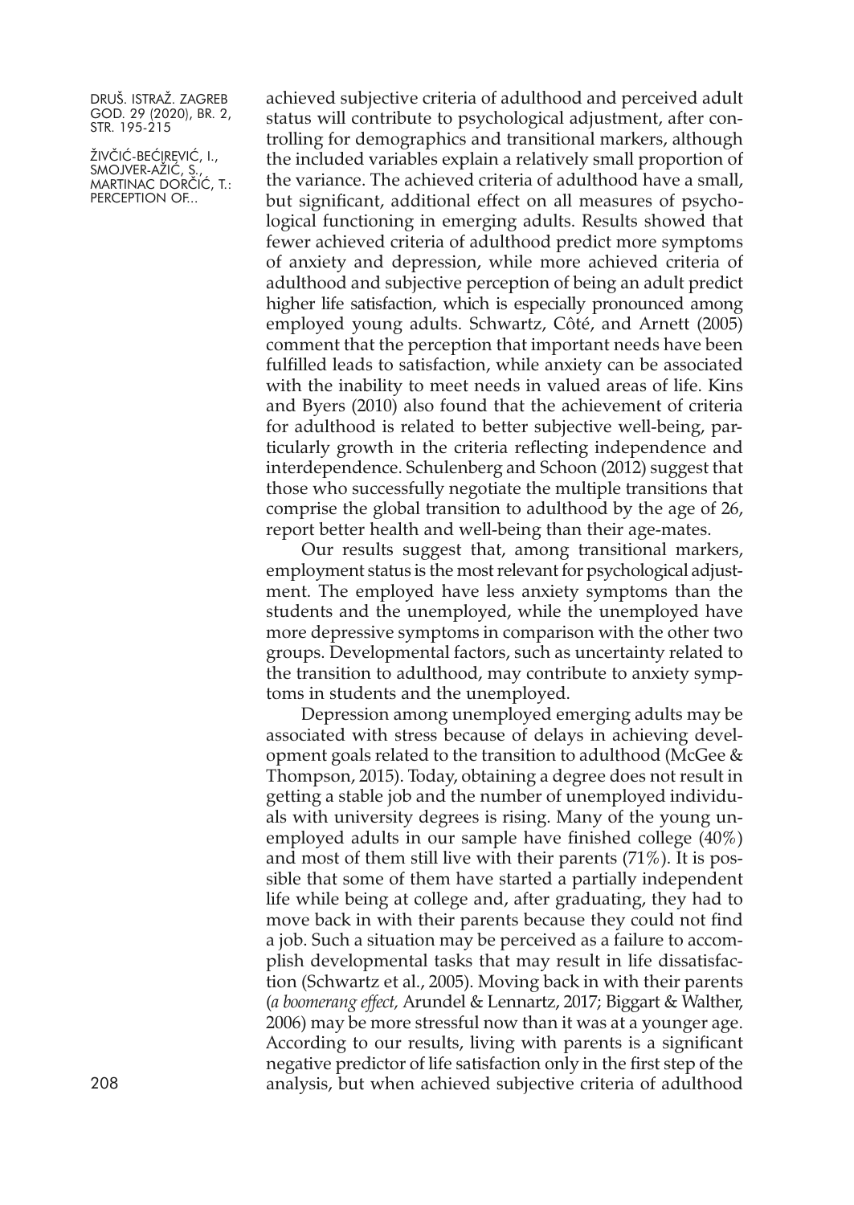achieved subjective criteria of adulthood and perceived adult status will contribute to psychological adjustment, after controlling for demographics and transitional markers, although the included variables explain a relatively small proportion of the variance. The achieved criteria of adulthood have a small, but significant, additional effect on all measures of psychological functioning in emerging adults. Results showed that fewer achieved criteria of adulthood predict more symptoms of anxiety and depression, while more achieved criteria of adulthood and subjective perception of being an adult predict higher life satisfaction, which is especially pronounced among employed young adults. Schwartz, Côté, and Arnett (2005) comment that the perception that important needs have been fulfilled leads to satisfaction, while anxiety can be associated with the inability to meet needs in valued areas of life. Kins and Byers (2010) also found that the achievement of criteria for adulthood is related to better subjective well-being, particularly growth in the criteria reflecting independence and interdependence. Schulenberg and Schoon (2012) suggest that those who successfully negotiate the multiple transitions that comprise the global transition to adulthood by the age of 26, report better health and well-being than their age-mates.

Our results suggest that, among transitional markers, employment status is the most relevant for psychological adjustment. The employed have less anxiety symptoms than the students and the unemployed, while the unemployed have more depressive symptoms in comparison with the other two groups. Developmental factors, such as uncertainty related to the transition to adulthood, may contribute to anxiety symptoms in students and the unemployed.

Depression among unemployed emerging adults may be associated with stress because of delays in achieving development goals related to the transition to adulthood (McGee & Thompson, 2015). Today, obtaining a degree does not result in getting a stable job and the number of unemployed individuals with university degrees is rising. Many of the young unemployed adults in our sample have finished college (40%) and most of them still live with their parents (71%). It is possible that some of them have started a partially independent life while being at college and, after graduating, they had to move back in with their parents because they could not find a job. Such a situation may be perceived as a failure to accomplish developmental tasks that may result in life dissatisfaction (Schwartz et al., 2005). Moving back in with their parents (*a boomerang effect,* Arundel & Lennartz, 2017; Biggart & Walther, 2006) may be more stressful now than it was at a younger age. According to our results, living with parents is a significant negative predictor of life satisfaction only in the first step of the analysis, but when achieved subjective criteria of adulthood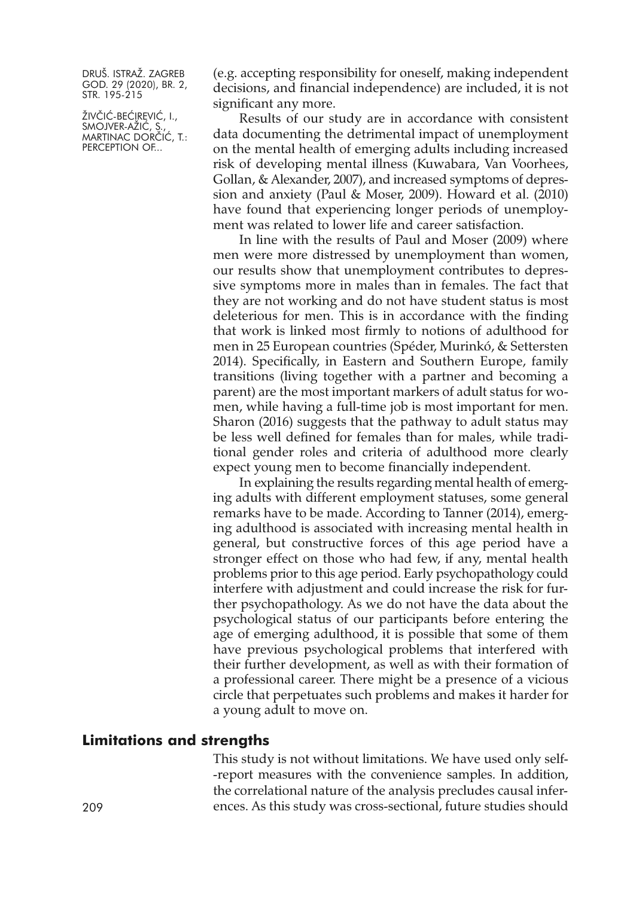(e.g. accepting responsibility for oneself, making independent decisions, and financial independence) are included, it is not significant any more.

Results of our study are in accordance with consistent data documenting the detrimental impact of unemployment on the mental health of emerging adults including increased risk of developing mental illness (Kuwabara, Van Voorhees, Gollan, & Alexander, 2007), and increased symptoms of depression and anxiety (Paul & Moser, 2009). Howard et al. (2010) have found that experiencing longer periods of unemployment was related to lower life and career satisfaction.

In line with the results of Paul and Moser (2009) where men were more distressed by unemployment than women, our results show that unemployment contributes to depressive symptoms more in males than in females. The fact that they are not working and do not have student status is most deleterious for men. This is in accordance with the finding that work is linked most firmly to notions of adulthood for men in 25 European countries (Spéder, Murinkó, & Settersten 2014). Specifically, in Eastern and Southern Europe, family transitions (living together with a partner and becoming a parent) are the most important markers of adult status for women, while having a full-time job is most important for men. Sharon (2016) suggests that the pathway to adult status may be less well defined for females than for males, while traditional gender roles and criteria of adulthood more clearly expect young men to become financially independent.

In explaining the results regarding mental health of emerging adults with different employment statuses, some general remarks have to be made. According to Tanner (2014), emerging adulthood is associated with increasing mental health in general, but constructive forces of this age period have a stronger effect on those who had few, if any, mental health problems prior to this age period. Early psychopathology could interfere with adjustment and could increase the risk for further psychopathology. As we do not have the data about the psychological status of our participants before entering the age of emerging adulthood, it is possible that some of them have previous psychological problems that interfered with their further development, as well as with their formation of a professional career. There might be a presence of a vicious circle that perpetuates such problems and makes it harder for a young adult to move on.

## Limitations and strengths

This study is not without limitations. We have used only self-report measures with the convenience samples. In addition, the correlational nature of the analysis precludes causal inferences. As this study was cross-sectional, future studies should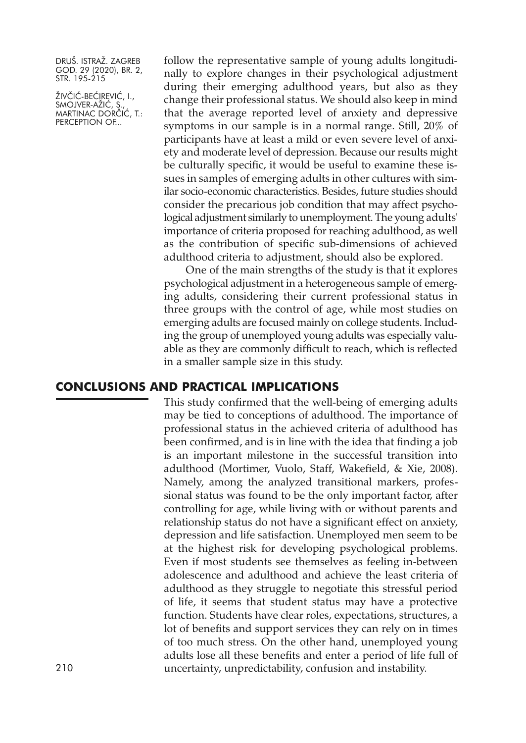follow the representative sample of young adults longitudinally to explore changes in their psychological adjustment during their emerging adulthood years, but also as they change their professional status. We should also keep in mind that the average reported level of anxiety and depressive symptoms in our sample is in a normal range. Still, 20% of participants have at least a mild or even severe level of anxiety and moderate level of depression. Because our results might be culturally specific, it would be useful to examine these issues in samples of emerging adults in other cultures with similar socio-economic characteristics. Besides, future studies should consider the precarious job condition that may affect psychological adjustment similarly to unemployment. The young adults' importance of criteria proposed for reaching adulthood, as well as the contribution of specific sub-dimensions of achieved adulthood criteria to adjustment, should also be explored.

One of the main strengths of the study is that it explores psychological adjustment in a heterogeneous sample of emerging adults, considering their current professional status in three groups with the control of age, while most studies on emerging adults are focused mainly on college students. Including the group of unemployed young adults was especially valuable as they are commonly difficult to reach, which is reflected in a smaller sample size in this study.

## CONCLUSIONS AND PRACTICAL IMPLICATIONS

This study confirmed that the well-being of emerging adults may be tied to conceptions of adulthood. The importance of professional status in the achieved criteria of adulthood has been confirmed, and is in line with the idea that finding a job is an important milestone in the successful transition into adulthood (Mortimer, Vuolo, Staff, Wakefield, & Xie, 2008). Namely, among the analyzed transitional markers, professional status was found to be the only important factor, after controlling for age, while living with or without parents and relationship status do not have a significant effect on anxiety, depression and life satisfaction. Unemployed men seem to be at the highest risk for developing psychological problems. Even if most students see themselves as feeling in-between adolescence and adulthood and achieve the least criteria of adulthood as they struggle to negotiate this stressful period of life, it seems that student status may have a protective function. Students have clear roles, expectations, structures, a lot of benefits and support services they can rely on in times of too much stress. On the other hand, unemployed young adults lose all these benefits and enter a period of life full of uncertainty, unpredictability, confusion and instability.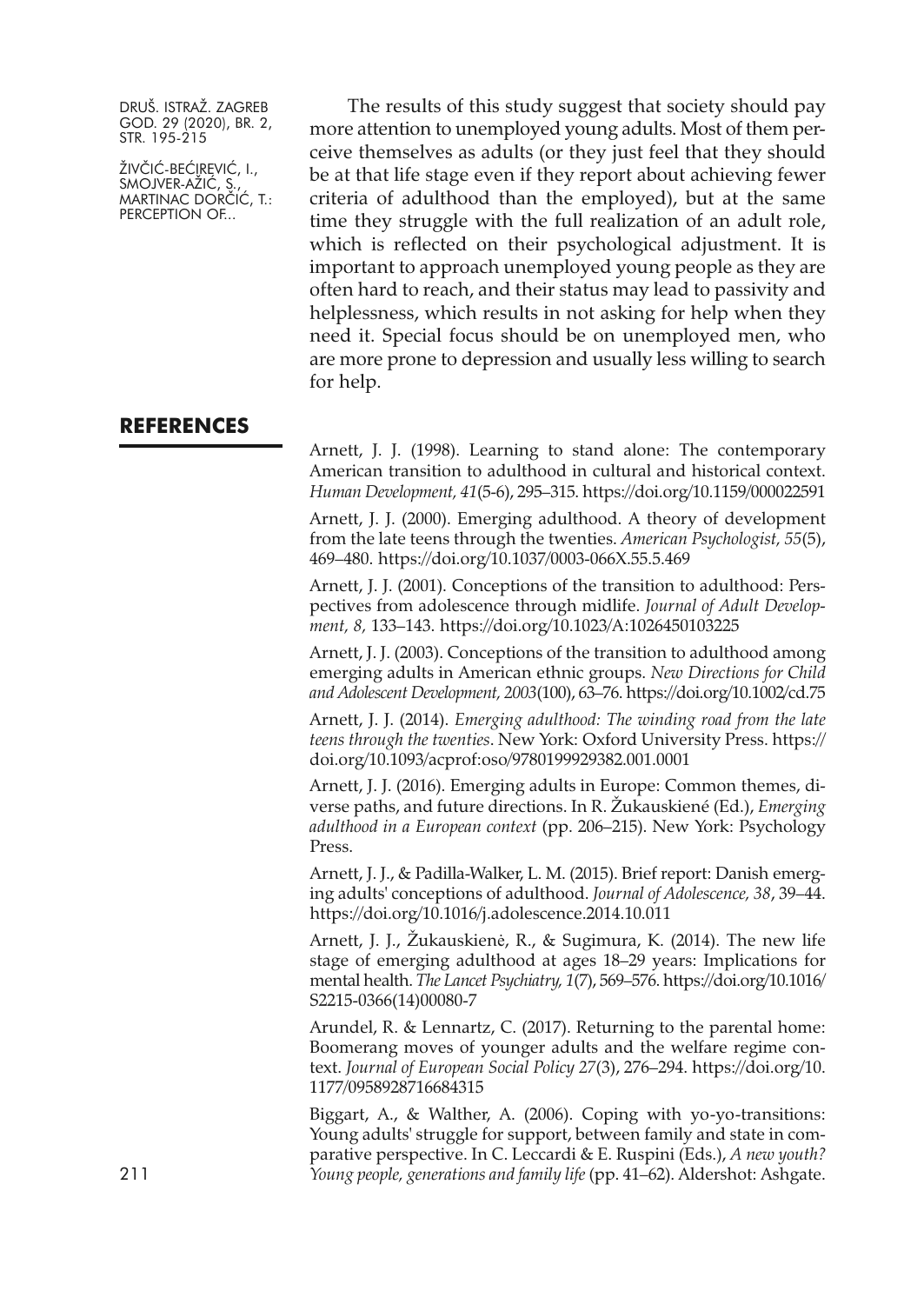The results of this study suggest that society should pay more attention to unemployed young adults. Most of them perceive themselves as adults (or they just feel that they should be at that life stage even if they report about achieving fewer criteria of adulthood than the employed), but at the same time they struggle with the full realization of an adult role, which is reflected on their psychological adjustment. It is important to approach unemployed young people as they are often hard to reach, and their status may lead to passivity and helplessness, which results in not asking for help when they need it. Special focus should be on unemployed men, who are more prone to depression and usually less willing to search for help.

## REFERENCES

Arnett, J. J. (1998). Learning to stand alone: The contemporary American transition to adulthood in cultural and historical context. *Human Development, 41*(5-6), 295–315. https://doi.org/10.1159/000022591

Arnett, J. J. (2000). Emerging adulthood. A theory of development from the late teens through the twenties. *American Psychologist, 55*(5), 469–480. https://doi.org/10.1037/0003-066X.55.5.469

Arnett, J. J. (2001). Conceptions of the transition to adulthood: Perspectives from adolescence through midlife. *Journal of Adult Development, 8,* 133–143. https://doi.org/10.1023/A:1026450103225

Arnett, J. J. (2003). Conceptions of the transition to adulthood among emerging adults in American ethnic groups. *New Directions for Child and Adolescent Development, 2003*(100), 63–76. https://doi.org/10.1002/cd.75

Arnett, J. J. (2014). *Emerging adulthood: The winding road from the late teens through the twenties*. New York: Oxford University Press. https://doi.org/10.1093/acprof:oso/9780199929382.001.0001

Arnett, J. J. (2016). Emerging adults in Europe: Common themes, diverse paths, and future directions. In R. Žukauskiené (Ed.), *Emerging adulthood in a European context* (pp. 206–215). New York: Psychology Press.

Arnett, J. J., & Padilla-Walker, L. M. (2015). Brief report: Danish emerging adults' conceptions of adulthood. *Journal of Adolescence, 38*, 39–44. https://doi.org/10.1016/j.adolescence.2014.10.011

Arnett, J. J., Žukauskienė, R., & Sugimura, K. (2014). The new life stage of emerging adulthood at ages 18–29 years: Implications for mental health. *The Lancet Psychiatry, 1*(7), 569–576. https://doi.org/10.1016/S2215-0366(14)00080-7

Arundel, R. & Lennartz, C. (2017). Returning to the parental home: Boomerang moves of younger adults and the welfare regime context. *Journal of European Social Policy 27*(3), 276–294. https://doi.org/10.1177/0958928716684315

Biggart, A., & Walther, A. (2006). Coping with yo-yo-transitions: Young adults' struggle for support, between family and state in comparative perspective. In C. Leccardi & E. Ruspini (Eds.), *A new youth? Young people, generations and family life* (pp. 41–62). Aldershot: Ashgate.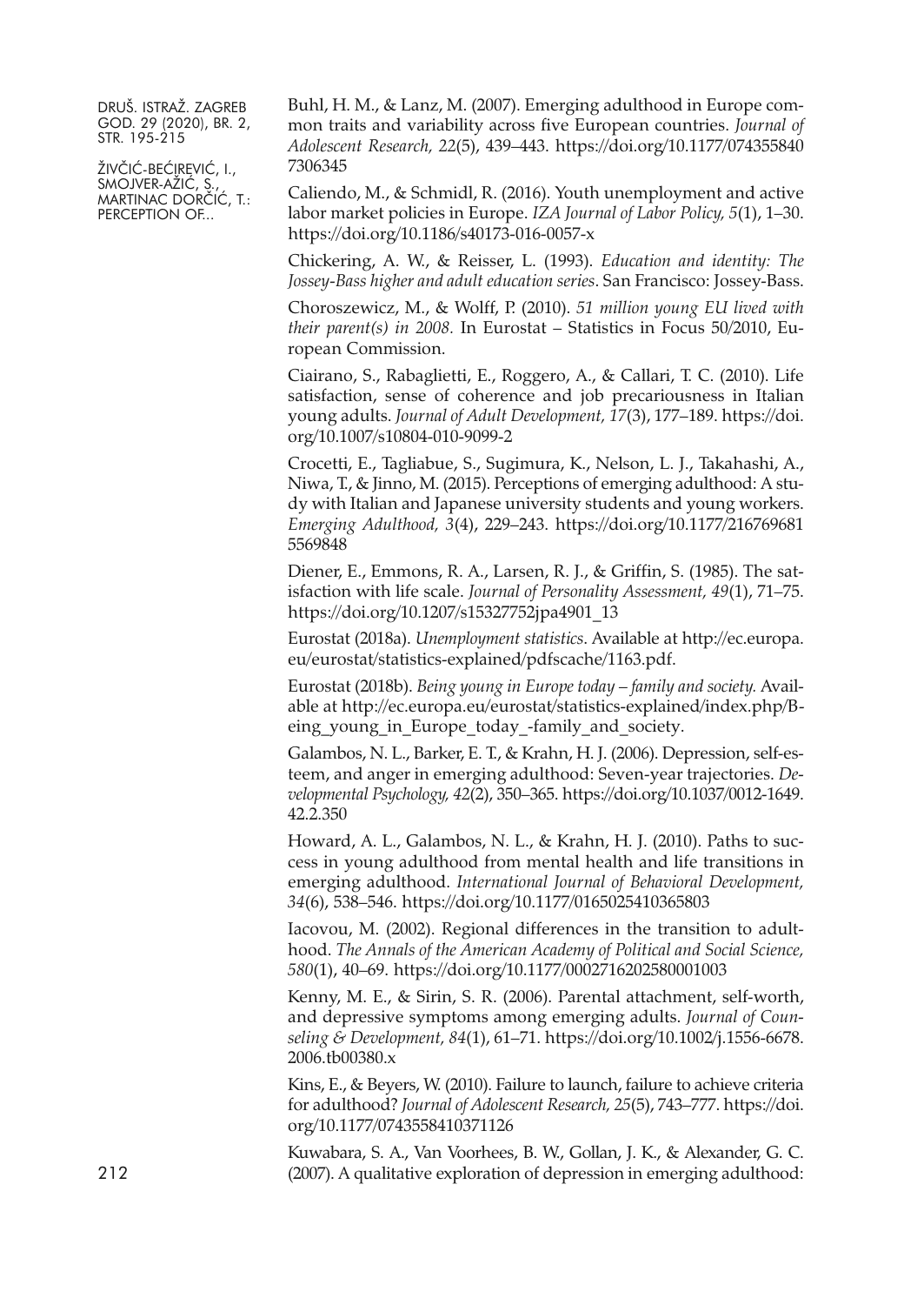Buhl, H. M., & Lanz, M. (2007). Emerging adulthood in Europe common traits and variability across five European countries. *Journal of Adolescent Research, 22*(5), 439–443. https://doi.org/10.1177/0743558407306345

Caliendo, M., & Schmidl, R. (2016). Youth unemployment and active labor market policies in Europe. *IZA Journal of Labor Policy, 5*(1), 1–30. https://doi.org/10.1186/s40173-016-0057-x

Chickering, A. W., & Reisser, L. (1993). *Education and identity: The Jossey-Bass higher and adult education series*. San Francisco: Jossey-Bass.

Choroszewicz, M., & Wolff, P. (2010). *51 million young EU lived with their parent(s) in 2008.* In Eurostat – Statistics in Focus 50/2010, European Commission.

Ciairano, S., Rabaglietti, E., Roggero, A., & Callari, T. C. (2010). Life satisfaction, sense of coherence and job precariousness in Italian young adults. *Journal of Adult Development, 17*(3), 177–189. https://doi.org/10.1007/s10804-010-9099-2

Crocetti, E., Tagliabue, S., Sugimura, K., Nelson, L. J., Takahashi, A., Niwa, T., & Jinno, M. (2015). Perceptions of emerging adulthood: A study with Italian and Japanese university students and young workers. *Emerging Adulthood, 3*(4), 229–243. https://doi.org/10.1177/2167696815569848

Diener, E., Emmons, R. A., Larsen, R. J., & Griffin, S. (1985). The satisfaction with life scale. *Journal of Personality Assessment, 49*(1), 71–75. https://doi.org/10.1207/s15327752jpa4901_13

Eurostat (2018a). *Unemployment statistics*. Available at http://ec.europa.eu/eurostat/statistics-explained/pdfscache/1163.pdf.

Eurostat (2018b). *Being young in Europe today – family and society.* Available at http://ec.europa.eu/eurostat/statistics-explained/index.php/Being_young_in_Europe_today_-family_and_society.

Galambos, N. L., Barker, E. T., & Krahn, H. J. (2006). Depression, self-esteem, and anger in emerging adulthood: Seven-year trajectories. *Developmental Psychology, 42*(2), 350–365. https://doi.org/10.1037/0012-1649.42.2.350

Howard, A. L., Galambos, N. L., & Krahn, H. J. (2010). Paths to success in young adulthood from mental health and life transitions in emerging adulthood. *International Journal of Behavioral Development, 34*(6), 538–546. https://doi.org/10.1177/0165025410365803

Iacovou, M. (2002). Regional differences in the transition to adulthood. *The Annals of the American Academy of Political and Social Science, 580*(1), 40–69. https://doi.org/10.1177/0002716202580001003

Kenny, M. E., & Sirin, S. R. (2006). Parental attachment, self-worth, and depressive symptoms among emerging adults. *Journal of Counseling & Development, 84*(1), 61–71. https://doi.org/10.1002/j.1556-6678.2006.tb00380.x

Kins, E., & Beyers, W. (2010). Failure to launch, failure to achieve criteria for adulthood? *Journal of Adolescent Research, 25*(5), 743–777. https://doi.org/10.1177/0743558410371126

Kuwabara, S. A., Van Voorhees, B. W., Gollan, J. K., & Alexander, G. C. (2007). A qualitative exploration of depression in emerging adulthood: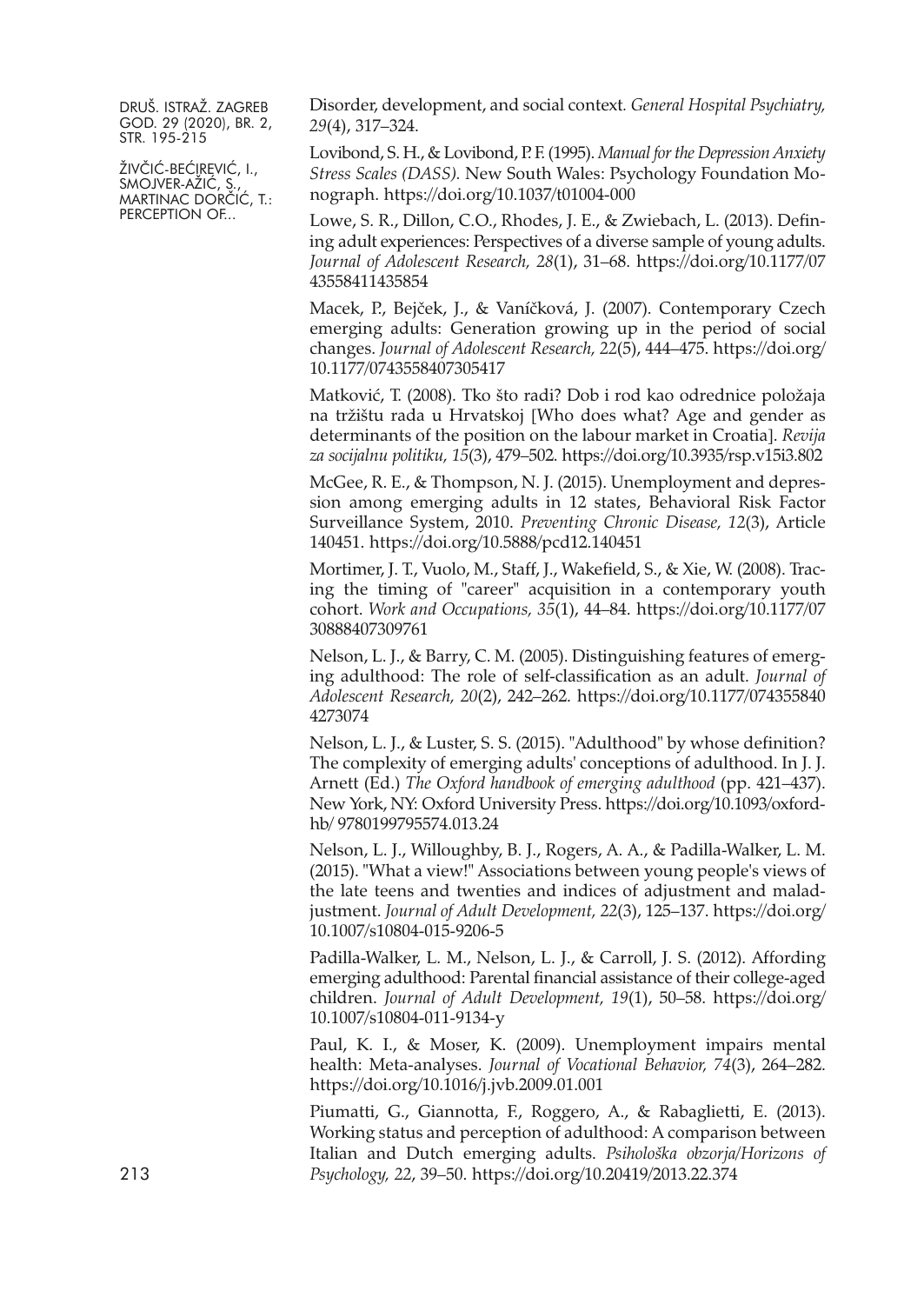Disorder, development, and social context. *General Hospital Psychiatry, 29*(4), 317–324.

Lovibond, S. H., & Lovibond, P. F. (1995). *Manual for the Depression Anxiety Stress Scales (DASS).* New South Wales: Psychology Foundation Monograph. https://doi.org/10.1037/t01004-000

Lowe, S. R., Dillon, C.O., Rhodes, J. E., & Zwiebach, L. (2013). Defining adult experiences: Perspectives of a diverse sample of young adults. *Journal of Adolescent Research, 28*(1), 31–68. https://doi.org/10.1177/0743558411435854

Macek, P., Bejček, J., & Vaníčková, J. (2007). Contemporary Czech emerging adults: Generation growing up in the period of social changes. *Journal of Adolescent Research, 22*(5), 444–475. https://doi.org/10.1177/0743558407305417

Matković, T. (2008). Tko što radi? Dob i rod kao odrednice položaja na tržištu rada u Hrvatskoj [Who does what? Age and gender as determinants of the position on the labour market in Croatia]. *Revija za socijalnu politiku, 15*(3), 479–502. https://doi.org/10.3935/rsp.v15i3.802

McGee, R. E., & Thompson, N. J. (2015). Unemployment and depression among emerging adults in 12 states, Behavioral Risk Factor Surveillance System, 2010. *Preventing Chronic Disease, 12*(3), Article 140451. https://doi.org/10.5888/pcd12.140451

Mortimer, J. T., Vuolo, M., Staff, J., Wakefield, S., & Xie, W. (2008). Tracing the timing of "career" acquisition in a contemporary youth cohort. *Work and Occupations, 35*(1), 44–84. https://doi.org/10.1177/0730888407309761

Nelson, L. J., & Barry, C. M. (2005). Distinguishing features of emerging adulthood: The role of self-classification as an adult. *Journal of Adolescent Research, 20*(2), 242–262. https://doi.org/10.1177/0743558404273074

Nelson, L. J., & Luster, S. S. (2015). "Adulthood" by whose definition? The complexity of emerging adults' conceptions of adulthood. In J. J. Arnett (Ed.) *The Oxford handbook of emerging adulthood* (pp. 421–437). New York, NY: Oxford University Press. https://doi.org/10.1093/oxfordhb/ 9780199795574.013.24

Nelson, L. J., Willoughby, B. J., Rogers, A. A., & Padilla-Walker, L. M. (2015). "What a view!" Associations between young people's views of the late teens and twenties and indices of adjustment and maladjustment. *Journal of Adult Development, 22*(3), 125–137. https://doi.org/10.1007/s10804-015-9206-5

Padilla-Walker, L. M., Nelson, L. J., & Carroll, J. S. (2012). Affording emerging adulthood: Parental financial assistance of their college-aged children. *Journal of Adult Development, 19*(1), 50–58. https://doi.org/10.1007/s10804-011-9134-y

Paul, K. I., & Moser, K. (2009). Unemployment impairs mental health: Meta-analyses. *Journal of Vocational Behavior, 74*(3), 264–282. https://doi.org/10.1016/j.jvb.2009.01.001

Piumatti, G., Giannotta, F., Roggero, A., & Rabaglietti, E. (2013). Working status and perception of adulthood: A comparison between Italian and Dutch emerging adults. *Psihološka obzorja/Horizons of Psychology, 22*, 39–50. https://doi.org/10.20419/2013.22.374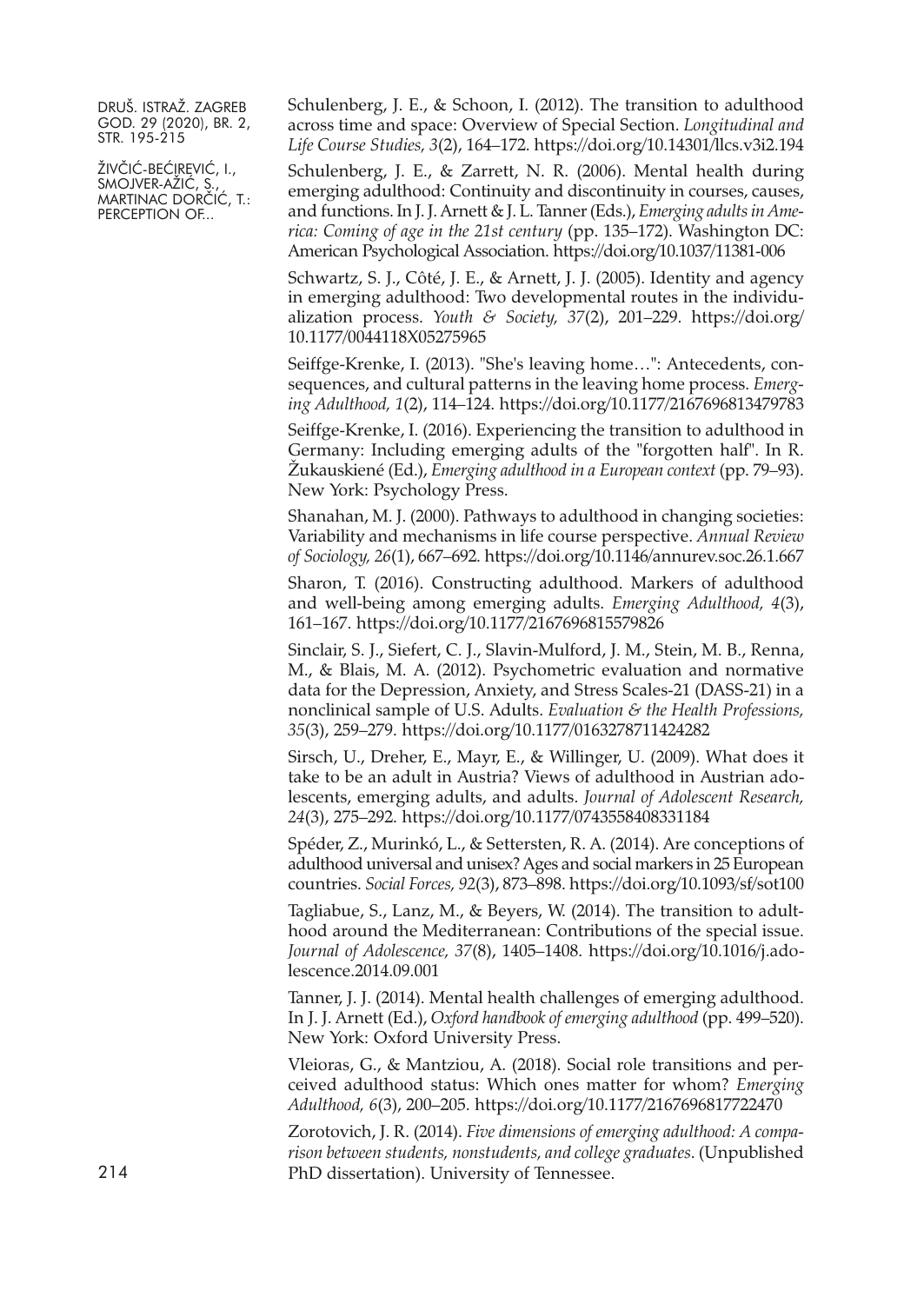Schulenberg, J. E., & Schoon, I. (2012). The transition to adulthood across time and space: Overview of Special Section. *Longitudinal and Life Course Studies, 3*(2), 164–172. https://doi.org/10.14301/llcs.v3i2.194

Schulenberg, J. E., & Zarrett, N. R. (2006). Mental health during emerging adulthood: Continuity and discontinuity in courses, causes, and functions. In J. J. Arnett & J. L. Tanner (Eds.), *Emerging adults in America: Coming of age in the 21st century* (pp. 135–172). Washington DC: American Psychological Association. https://doi.org/10.1037/11381-006

Schwartz, S. J., Côté, J. E., & Arnett, J. J. (2005). Identity and agency in emerging adulthood: Two developmental routes in the individualization process. *Youth & Society, 37*(2), 201–229. https://doi.org/10.1177/0044118X05275965

Seiffge-Krenke, I. (2013). "She's leaving home…": Antecedents, consequences, and cultural patterns in the leaving home process. *Emerging Adulthood, 1*(2), 114–124. https://doi.org/10.1177/2167696813479783

Seiffge-Krenke, I. (2016). Experiencing the transition to adulthood in Germany: Including emerging adults of the "forgotten half". In R. Žukauskiené (Ed.), *Emerging adulthood in a European context* (pp. 79–93). New York: Psychology Press.

Shanahan, M. J. (2000). Pathways to adulthood in changing societies: Variability and mechanisms in life course perspective. *Annual Review of Sociology, 26*(1), 667–692. https://doi.org/10.1146/annurev.soc.26.1.667

Sharon, T. (2016). Constructing adulthood. Markers of adulthood and well-being among emerging adults. *Emerging Adulthood, 4*(3), 161–167. https://doi.org/10.1177/2167696815579826

Sinclair, S. J., Siefert, C. J., Slavin-Mulford, J. M., Stein, M. B., Renna, M., & Blais, M. A. (2012). Psychometric evaluation and normative data for the Depression, Anxiety, and Stress Scales-21 (DASS-21) in a nonclinical sample of U.S. Adults. *Evaluation & the Health Professions, 35*(3), 259–279. https://doi.org/10.1177/0163278711424282

Sirsch, U., Dreher, E., Mayr, E., & Willinger, U. (2009). What does it take to be an adult in Austria? Views of adulthood in Austrian adolescents, emerging adults, and adults. *Journal of Adolescent Research, 24*(3), 275–292. https://doi.org/10.1177/0743558408331184

Spéder, Z., Murinkó, L., & Settersten, R. A. (2014). Are conceptions of adulthood universal and unisex? Ages and social markers in 25 European countries. *Social Forces, 92*(3), 873–898. https://doi.org/10.1093/sf/sot100

Tagliabue, S., Lanz, M., & Beyers, W. (2014). The transition to adulthood around the Mediterranean: Contributions of the special issue. *Journal of Adolescence, 37*(8), 1405–1408. https://doi.org/10.1016/j.adolescence.2014.09.001

Tanner, J. J. (2014). Mental health challenges of emerging adulthood. In J. J. Arnett (Ed.), *Oxford handbook of emerging adulthood* (pp. 499–520). New York: Oxford University Press.

Vleioras, G., & Mantziou, A. (2018). Social role transitions and perceived adulthood status: Which ones matter for whom? *Emerging Adulthood, 6*(3), 200–205. https://doi.org/10.1177/2167696817722470

Zorotovich, J. R. (2014). *Five dimensions of emerging adulthood: A comparison between students, nonstudents, and college graduates*. (Unpublished PhD dissertation). University of Tennessee.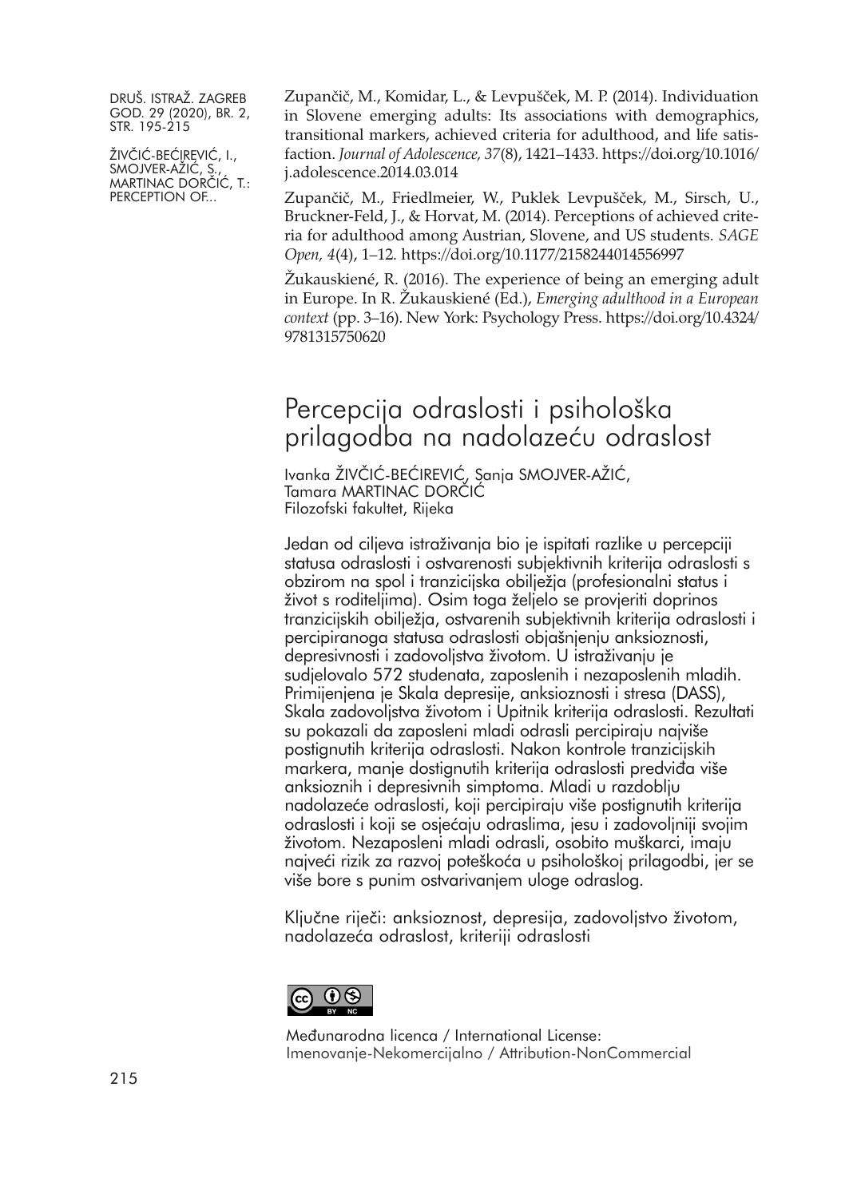Zupančič, M., Komidar, L., & Levpušček, M. P. (2014). Individuation in Slovene emerging adults: Its associations with demographics, transitional markers, achieved criteria for adulthood, and life satisfaction. *Journal of Adolescence, 37*(8), 1421–1433. https://doi.org/10.1016/j.adolescence.2014.03.014

Zupančič, M., Friedlmeier, W., Puklek Levpušček, M., Sirsch, U., Bruckner-Feld, J., & Horvat, M. (2014). Perceptions of achieved criteria for adulthood among Austrian, Slovene, and US students. *SAGE Open, 4*(4), 1–12. https://doi.org/10.1177/2158244014556997

Žukauskiené, R. (2016). The experience of being an emerging adult in Europe. In R. Žukauskiené (Ed.), *Emerging adulthood in a European context* (pp. 3–16). New York: Psychology Press. https://doi.org/10.4324/9781315750620

# Percepcija odraslosti i psihološka prilagodba na nadolazeću odraslost

Ivanka ŽIVČIĆ-BEĆIREVIĆ, Sanja SMOJVER-AŽIĆ, Tamara MARTINAC DORČIĆ
Filozofski fakultet, Rijeka

Jedan od ciljeva istraživanja bio je ispitati razlike u percepciji statusa odraslosti i ostvarenosti subjektivnih kriterija odraslosti s obzirom na spol i tranzicijska obilježja (profesionalni status i život s roditeljima). Osim toga željelo se provjeriti doprinos tranzicijskih obilježja, ostvarenih subjektivnih kriterija odraslosti i percipiranoga statusa odraslosti objašnjenju anksioznosti, depresivnosti i zadovoljstva životom. U istraživanju je sudjelovalo 572 studenata, zaposlenih i nezaposlenih mladih. Primijenjena je Skala depresije, anksioznosti i stresa (DASS), Skala zadovoljstva životom i Upitnik kriterija odraslosti. Rezultati su pokazali da zaposleni mladi odrasli percipiraju najviše postignutih kriterija odraslosti. Nakon kontrole tranzicijskih markera, manje dostignutih kriterija odraslosti predviđa više anksioznih i depresivnih simptoma. Mladi u razdoblju nadolazeće odraslosti, koji percipiraju više postignutih kriterija odraslosti i koji se osjećaju odraslima, jesu i zadovoljniji svojim životom. Nezaposleni mladi odrasli, osobito muškarci, imaju najveći rizik za razvoj poteškoća u psihološkoj prilagodbi, jer se više bore s punim ostvarivanjem uloge odraslog.

Ključne riječi: anksioznost, depresija, zadovoljstvo životom, nadolazeća odraslost, kriteriji odraslosti

Međunarodna licenca / International License:
Imenovanje-Nekomercijalno / Attribution-NonCommercial